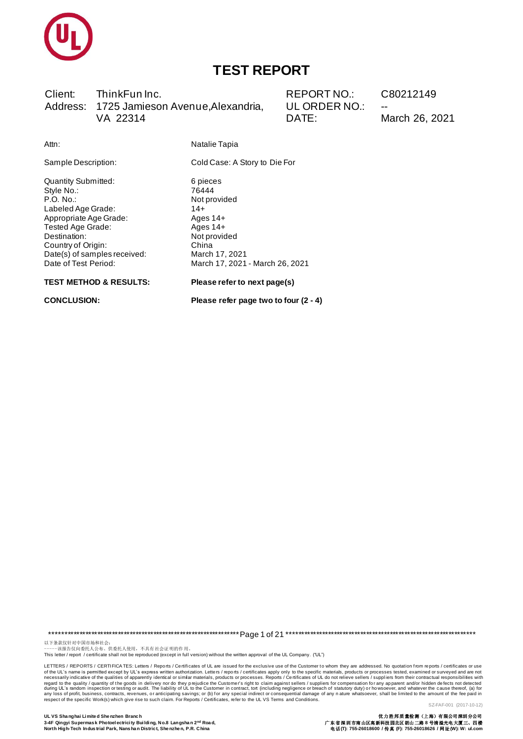# TEST REPORT

| Client: | ThinkFun Inc. | REPORT NO.: | C80212149 |
|---|---|---|---|
| Address: | 1725 Jamieson Avenue, Alexandria, VA 22314 | UL ORDER NO.: | -- |
| | | DATE: | March 26, 2021 |

Attn: Natalie Tapia

Sample Description: Cold Case: A Story to Die For

Quantity Submitted: 6 pieces
Style No.: 76444
P.O. No.: Not provided
Labeled Age Grade: 14+
Appropriate Age Grade: Ages 14+
Tested Age Grade: Ages 14+
Destination: Not provided
Country of Origin: China
Date(s) of samples received: March 17, 2021
Date of Test Period: March 17, 2021 - March 26, 2021

**TEST METHOD & RESULTS:** **Please refer to next page(s)**

**CONCLUSION:** **Please refer page two to four (2 - 4)**

以下条款仅针对中国市场和社会：
-----该报告仅向委托人公布、供委托人使用，不具有社会证明的作用。
This letter / report / certificate shall not be reproduced (except in full version) without the written approval of the UL Company. ("UL")

LETTERS / REPORTS / CERTIFICATES: Letters / Reports / Certificates of UL are issued for the exclusive use of the Customer to whom they are addressed. No quotation from reports / certificates or use of the UL's name is permitted except by UL's express written authorization. Letters / reports / certificates apply only to the specific materials, products or processes tested, examined or surveyed and are not necessarily indicative of the qualities of apparently identical or similar materials, products or processes. Reports / Certificates of UL do not relieve sellers / suppliers from their contractual responsibilities with regard to the quality / quantity of the goods in delivery nor do they prejudice the Customer's right to claim against sellers / suppliers for compensation for any apparent and/or hidden defects not detected during UL's random inspection or testing or audit. The liability of UL to the Customer in contract, tort (including negligence or breach of statutory duty) or howsoever, and whatever the cause thereof, (a) for any loss of profit, business, contracts, revenues, or anticipating savings; or (b) for any special indirect or consequential damage of any nature whatsoever, shall be limited to the amount of the fee paid in respect of the specific Work(s) which give rise to such claim. For Reports / Certificates, refer to the UL VS Terms and Conditions.

SZ-FAF-001 (2017-10-12)

**UL VS Shanghai Limited Shenzhen Branch**
**3-4F Qingyi Supermask Photoelectricity Building, No.8 Langshan 2nd Road,**
**North High-Tech Industrial Park, Nanshan District, Shenzhen, P.R. China**

**优力胜邦质量检测（上海）有限公司深圳分公司**
**广东省深圳市南山区高新科技园北区朗山二路8号清溢光电大厦三、四楼**
**电话(T): 755-26018600 / 传真 (F): 755-26018626 / 网址(W): W: ul.com**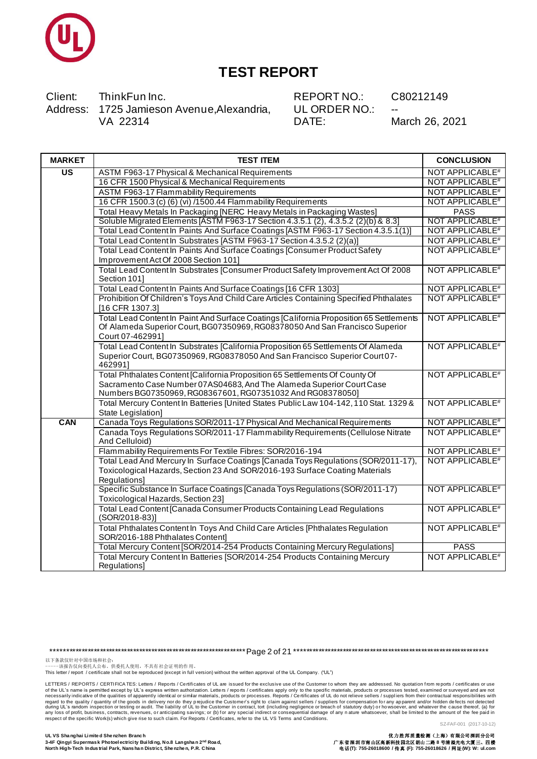# TEST REPORT

Client: ThinkFun Inc.
Address: 1725 Jamieson Avenue,Alexandria, VA 22314

REPORT NO.: C80212149
UL ORDER NO.: --
DATE: March 26, 2021

| MARKET | TEST ITEM | CONCLUSION |
|---|---|---|
| US | ASTM F963-17 Physical & Mechanical Requirements | NOT APPLICABLE# |
| | 16 CFR 1500 Physical & Mechanical Requirements | NOT APPLICABLE# |
| | ASTM F963-17 Flammability Requirements | NOT APPLICABLE# |
| | 16 CFR 1500.3 (c) (6) (vi) /1500.44 Flammability Requirements | NOT APPLICABLE# |
| | Total Heavy Metals In Packaging [NERC Heavy Metals in Packaging Wastes] | PASS |
| | Soluble Migrated Elements [ASTM F963-17 Section 4.3.5.1 (2), 4.3.5.2 (2)(b) & 8.3] | NOT APPLICABLE# |
| | Total Lead Content In Paints And Surface Coatings [ASTM F963-17 Section 4.3.5.1(1)] | NOT APPLICABLE# |
| | Total Lead Content In Substrates [ASTM F963-17 Section 4.3.5.2 (2)(a)] | NOT APPLICABLE# |
| | Total Lead Content In Paints And Surface Coatings [Consumer Product Safety Improvement Act Of 2008 Section 101] | NOT APPLICABLE# |
| | Total Lead Content In Substrates [Consumer Product Safety Improvement Act Of 2008 Section 101] | NOT APPLICABLE# |
| | Total Lead Content In Paints And Surface Coatings [16 CFR 1303] | NOT APPLICABLE# |
| | Prohibition Of Children's Toys And Child Care Articles Containing Specified Phthalates [16 CFR 1307.3] | NOT APPLICABLE# |
| | Total Lead Content In Paint And Surface Coatings [California Proposition 65 Settlements Of Alameda Superior Court, BG07350969, RG08378050 And San Francisco Superior Court 07-462991] | NOT APPLICABLE# |
| | Total Lead Content In Substrates [California Proposition 65 Settlements Of Alameda Superior Court, BG07350969, RG08378050 And San Francisco Superior Court 07-462991] | NOT APPLICABLE# |
| | Total Phthalates Content [California Proposition 65 Settlements Of County Of Sacramento Case Number 07AS04683, And The Alameda Superior Court Case Numbers BG07350969, RG08367601, RG07351032 And RG08378050] | NOT APPLICABLE# |
| | Total Mercury Content In Batteries [United States Public Law 104-142, 110 Stat. 1329 & State Legislation] | NOT APPLICABLE# |
| CAN | Canada Toys Regulations SOR/2011-17 Physical And Mechanical Requirements | NOT APPLICABLE# |
| | Canada Toys Regulations SOR/2011-17 Flammability Requirements (Cellulose Nitrate And Celluloid) | NOT APPLICABLE# |
| | Flammability Requirements For Textile Fibres: SOR/2016-194 | NOT APPLICABLE# |
| | Total Lead And Mercury In Surface Coatings [Canada Toys Regulations (SOR/2011-17), Toxicological Hazards, Section 23 And SOR/2016-193 Surface Coating Materials Regulations] | NOT APPLICABLE# |
| | Specific Substance In Surface Coatings [Canada Toys Regulations (SOR/2011-17) Toxicological Hazards, Section 23] | NOT APPLICABLE# |
| | Total Lead Content [Canada Consumer Products Containing Lead Regulations (SOR/2018-83)] | NOT APPLICABLE# |
| | Total Phthalates Content In Toys And Child Care Articles [Phthalates Regulation SOR/2016-188 Phthalates Content] | NOT APPLICABLE# |
| | Total Mercury Content [SOR/2014-254 Products Containing Mercury Regulations] | PASS |
| | Total Mercury Content In Batteries [SOR/2014-254 Products Containing Mercury Regulations] | NOT APPLICABLE# |

以下条款仅针对中国市场和社会：
-----该报告仅向委托人公布、供委托人使用，不具有社会证明的作用。
This letter / report / certificate shall not be reproduced (except in full version) without the written approval of the UL Company. ("UL")

LETTERS / REPORTS / CERTIFICATES: Letters / Reports / Certificates of UL are issued for the exclusive use of the Customer to whom they are addressed. No quotation from reports / certificates or use of the UL's name is permitted except by UL's express written authorization. Letters / reports / certificates apply only to the specific materials, products or processes tested, examined or surveyed and are not necessarily indicative of the qualities of apparently identical or similar materials, products or processes. Reports / Certificates of UL do not relieve sellers / suppliers from their contractual responsibilities with regard to the quality / quantity of the goods in delivery nor do they prejudice the Customer's right to claim against sellers / suppliers for compensation for any apparent and/or hidden defects not detected during UL's random inspection or testing or audit. The liability of UL to the Customer in contract, tort (including negligence or breach of statutory duty) or howsoever, and whatever the cause thereof, (a) for any loss of profit, business, contracts, revenues, or anticipating savings; or (b) for any special indirect or consequential damage of any nature whatsoever, shall be limited to the amount of the fee paid in respect of the specific Work(s) which give rise to such claim. For Reports / Certificates, refer to the UL VS Terms and Conditions.

SZ-FAF-001 (2017-10-12)

**UL VS Shanghai Limited Shenzhen Branch**
**3-4F Qingyi Supermask Photoelectricity Building, No.8 Langshan 2nd Road, North High-Tech Industrial Park, Nanshan District, Shenzhen, P.R. China**

**优力胜邦质量检测（上海）有限公司深圳分公司**
**广东省深圳市南山区高新科技园北区朗山二路 8 号清溢光电大厦三、四楼**
**电话(T): 755-26018600 / 传真 (F): 755-26018626 / 网址(W): W: ul.com**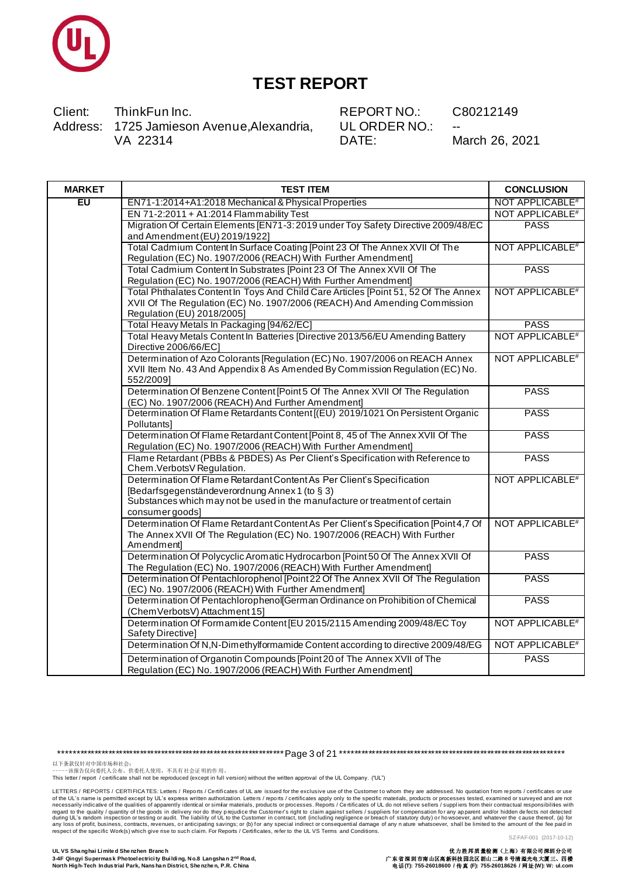# TEST REPORT

Client: ThinkFun Inc.
Address: 1725 Jamieson Avenue,Alexandria, VA 22314

REPORT NO.: C80212149
UL ORDER NO.: --
DATE: March 26, 2021

| MARKET | TEST ITEM | CONCLUSION |
|---|---|---|
| EU | EN71-1:2014+A1:2018 Mechanical & Physical Properties | NOT APPLICABLE# |
| | EN 71-2:2011 + A1:2014 Flammability Test | NOT APPLICABLE# |
| | Migration Of Certain Elements [EN71-3:2019 under Toy Safety Directive 2009/48/EC and Amendment (EU) 2019/1922] | PASS |
| | Total Cadmium Content In Surface Coating [Point 23 Of The Annex XVII Of The Regulation (EC) No. 1907/2006 (REACH) With Further Amendment] | NOT APPLICABLE# |
| | Total Cadmium Content In Substrates [Point 23 Of The Annex XVII Of The Regulation (EC) No. 1907/2006 (REACH) With Further Amendment] | PASS |
| | Total Phthalates Content In Toys And Child Care Articles [Point 51, 52 Of The Annex XVII Of The Regulation (EC) No. 1907/2006 (REACH) And Amending Commission Regulation (EU) 2018/2005] | NOT APPLICABLE# |
| | Total Heavy Metals In Packaging [94/62/EC] | PASS |
| | Total Heavy Metals Content In Batteries [Directive 2013/56/EU Amending Battery Directive 2006/66/EC] | NOT APPLICABLE# |
| | Determination of Azo Colorants [Regulation (EC) No. 1907/2006 on REACH Annex XVII Item No. 43 And Appendix 8 As Amended By Commission Regulation (EC) No. 552/2009] | NOT APPLICABLE# |
| | Determination Of Benzene Content [Point 5 Of The Annex XVII Of The Regulation (EC) No. 1907/2006 (REACH) And Further Amendment] | PASS |
| | Determination Of Flame Retardants Content [(EU) 2019/1021 On Persistent Organic Pollutants] | PASS |
| | Determination Of Flame Retardant Content [Point 8, 45 of The Annex XVII Of The Regulation (EC) No. 1907/2006 (REACH) With Further Amendment] | PASS |
| | Flame Retardant (PBBs & PBDES) As Per Client's Specification with Reference to Chem.VerbotsV Regulation. | PASS |
| | Determination Of Flame Retardant Content As Per Client's Specification [Bedarfsgegenständeverordnung Annex 1 (to § 3) Substances which may not be used in the manufacture or treatment of certain consumer goods] | NOT APPLICABLE# |
| | Determination Of Flame Retardant Content As Per Client's Specification [Point 4,7 Of The Annex XVII Of The Regulation (EC) No. 1907/2006 (REACH) With Further Amendment] | NOT APPLICABLE# |
| | Determination Of Polycyclic Aromatic Hydrocarbon [Point 50 Of The Annex XVII Of The Regulation (EC) No. 1907/2006 (REACH) With Further Amendment] | PASS |
| | Determination Of Pentachlorophenol [Point 22 Of The Annex XVII Of The Regulation (EC) No. 1907/2006 (REACH) With Further Amendment] | PASS |
| | Determination Of Pentachlorophenol[German Ordinance on Prohibition of Chemical (ChemVerbotsV) Attachment 15] | PASS |
| | Determination Of Formamide Content [EU 2015/2115 Amending 2009/48/EC Toy Safety Directive] | NOT APPLICABLE# |
| | Determination Of N,N-Dimethylformamide Content according to directive 2009/48/EG | NOT APPLICABLE# |
| | Determination of Organotin Compounds [Point 20 of The Annex XVII of The Regulation (EC) No. 1907/2006 (REACH) With Further Amendment] | PASS |

以下条款仅针对中国市场和社会：
-----该报告仅向委托人公布、供委托人使用，不具有社会证明的作用。
This letter / report / certificate shall not be reproduced (except in full version) without the written approval of the UL Company. ("UL")

LETTERS / REPORTS / CERTIFICATES: Letters / Reports / Certificates of UL are issued for the exclusive use of the Customer to whom they are addressed. No quotation from reports / certificates or use of the UL's name is permitted except by UL's express written authorization. Letters / reports / certificates apply only to the specific materials, products or processes tested, examined or surveyed and are not necessarily indicative of the qualities of apparently identical or similar materials, products or processes. Reports / Certificates of UL do not relieve sellers / suppliers from their contractual responsibilities with regard to the quality / quantity of the goods in delivery nor do they prejudice the Customer's right to claim against sellers / suppliers for compensation for any apparent and/or hidden defects not detected during UL's random inspection or testing or audit. The liability of UL to the Customer in contract, tort (including negligence or breach of statutory duty) or howsoever, and whatever the cause thereof, (a) for any loss of profit, business, contracts, revenues, or anticipating savings; or (b) for any special indirect or consequential damage of any nature whatsoever, shall be limited to the amount of the fee paid in respect of the specific Work(s) which give rise to such claim. For Reports / Certificates, refer to the UL VS Terms and Conditions.

SZ-FAF-001 (2017-10-12)

**UL VS Shanghai Limited Shenzhen Branch**
3-4F Qingyi Supermask Photoelectricity Building, No.8 Langshan 2nd Road, North High-Tech Industrial Park, Nanshan District, Shenzhen, P.R. China

**优力胜邦质量检测（上海）有限公司深圳分公司**
广东省深圳市南山区高新科技园北区朗山二路8号清溢光电大厦三、四楼
电话(T): 755-26018600 / 传真 (F): 755-26018626 / 网址(W): W: ul.com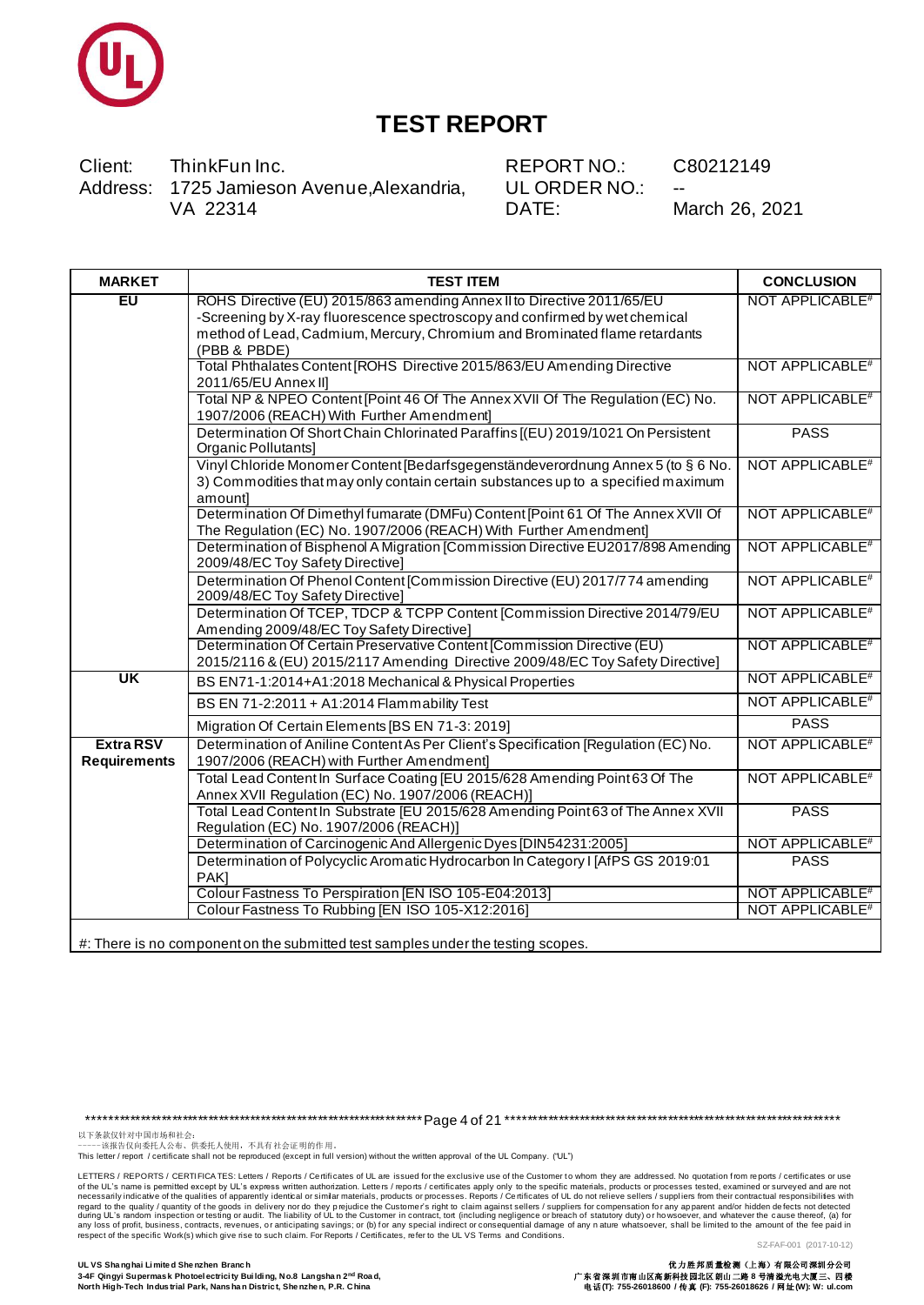# TEST REPORT

| Client: | ThinkFun Inc. | REPORT NO.: | C80212149 |
|---|---|---|---|
| Address: | 1725 Jamieson Avenue,Alexandria, VA 22314 | UL ORDER NO.: | -- |
| | | DATE: | March 26, 2021 |

| MARKET | TEST ITEM | CONCLUSION |
|---|---|---|
| EU | ROHS Directive (EU) 2015/863 amending Annex II to Directive 2011/65/EU -Screening by X-ray fluorescence spectroscopy and confirmed by wet chemical method of Lead, Cadmium, Mercury, Chromium and Brominated flame retardants (PBB & PBDE) | NOT APPLICABLE# |
| | Total Phthalates Content [ROHS Directive 2015/863/EU Amending Directive 2011/65/EU Annex II] | NOT APPLICABLE# |
| | Total NP & NPEO Content [Point 46 Of The Annex XVII Of The Regulation (EC) No. 1907/2006 (REACH) With Further Amendment] | NOT APPLICABLE# |
| | Determination Of Short Chain Chlorinated Paraffins [(EU) 2019/1021 On Persistent Organic Pollutants] | PASS |
| | Vinyl Chloride Monomer Content [Bedarfsgegenständeverordnung Annex 5 (to § 6 No. 3) Commodities that may only contain certain substances up to a specified maximum amount] | NOT APPLICABLE# |
| | Determination Of Dimethyl fumarate (DMFu) Content [Point 61 Of The Annex XVII Of The Regulation (EC) No. 1907/2006 (REACH) With Further Amendment] | NOT APPLICABLE# |
| | Determination of Bisphenol A Migration [Commission Directive EU2017/898 Amending 2009/48/EC Toy Safety Directive] | NOT APPLICABLE# |
| | Determination Of Phenol Content [Commission Directive (EU) 2017/774 amending 2009/48/EC Toy Safety Directive] | NOT APPLICABLE# |
| | Determination Of TCEP, TDCP & TCPP Content [Commission Directive 2014/79/EU Amending 2009/48/EC Toy Safety Directive] | NOT APPLICABLE# |
| | Determination Of Certain Preservative Content [Commission Directive (EU) 2015/2116 & (EU) 2015/2117 Amending Directive 2009/48/EC Toy Safety Directive] | NOT APPLICABLE# |
| UK | BS EN71-1:2014+A1:2018 Mechanical & Physical Properties | NOT APPLICABLE# |
| | BS EN 71-2:2011 + A1:2014 Flammability Test | NOT APPLICABLE# |
| | Migration Of Certain Elements [BS EN 71-3: 2019] | PASS |
| Extra RSV Requirements | Determination of Aniline Content As Per Client's Specification [Regulation (EC) No. 1907/2006 (REACH) with Further Amendment] | NOT APPLICABLE# |
| | Total Lead Content In Surface Coating [EU 2015/628 Amending Point 63 Of The Annex XVII Regulation (EC) No. 1907/2006 (REACH)] | NOT APPLICABLE# |
| | Total Lead Content In Substrate [EU 2015/628 Amending Point 63 of The Annex XVII Regulation (EC) No. 1907/2006 (REACH)] | PASS |
| | Determination of Carcinogenic And Allergenic Dyes [DIN54231:2005] | NOT APPLICABLE# |
| | Determination of Polycyclic Aromatic Hydrocarbon In Category I [AfPS GS 2019:01 PAK] | PASS |
| | Colour Fastness To Perspiration [EN ISO 105-E04:2013] | NOT APPLICABLE# |
| | Colour Fastness To Rubbing [EN ISO 105-X12:2016] | NOT APPLICABLE# |

#: There is no component on the submitted test samples under the testing scopes.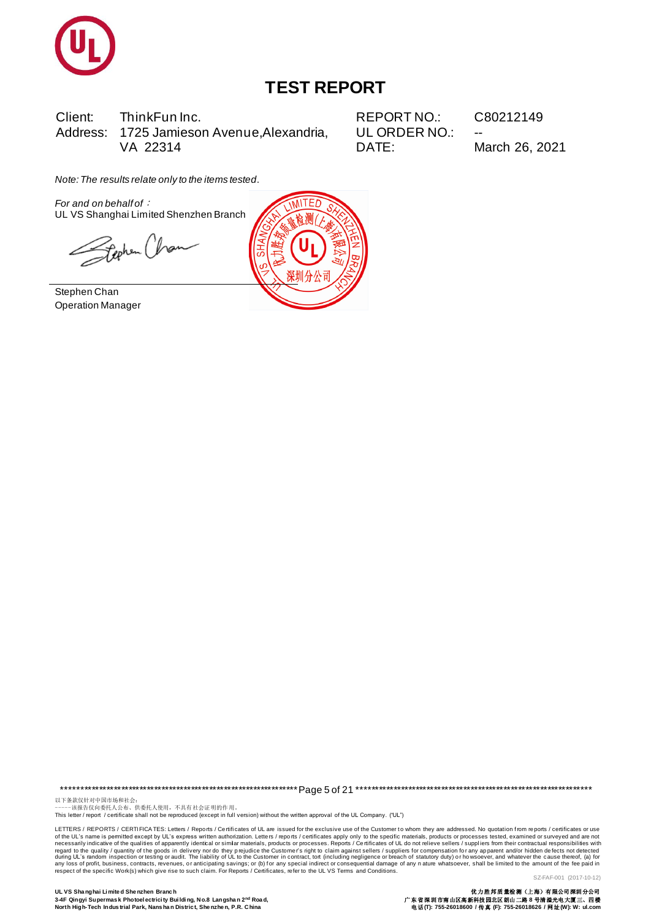# TEST REPORT

| Client: | ThinkFun Inc. | REPORT NO.: | C80212149 |
|---|---|---|---|
| Address: | 1725 Jamieson Avenue, Alexandria, VA 22314 | UL ORDER NO.: | -- |
| | | DATE: | March 26, 2021 |

*Note: The results relate only to the items tested.*

*For and on behalf of* ：
UL VS Shanghai Limited Shenzhen Branch

Stephen Chan
Operation Manager

以下条款仅针对中国市场和社会：
-----该报告仅向委托人公布、供委托人使用，不具有社会证明的作用。
This letter / report / certificate shall not be reproduced (except in full version) without the written approval of the UL Company. ("UL")

LETTERS / REPORTS / CERTIFICATES: Letters / Reports / Certificates of UL are issued for the exclusive use of the Customer to whom they are addressed. No quotation from reports / certificates or use of the UL's name is permitted except by UL's express written authorization. Letters / reports / certificates apply only to the specific materials, products or processes tested, examined or surveyed and are not necessarily indicative of the qualities of apparently identical or similar materials, products or processes. Reports / Certificates of UL do not relieve sellers / suppliers from their contractual responsibilities with regard to the quality / quantity of the goods in delivery nor do they prejudice the Customer's right to claim against sellers / suppliers for compensation for any apparent and/or hidden defects not detected during UL's random inspection or testing or audit. The liability of UL to the Customer in contract, tort (including negligence or breach of statutory duty) or howsoever, and whatever the cause thereof, (a) for any loss of profit, business, contracts, revenues, or anticipating savings; or (b) for any special indirect or consequential damage of any nature whatsoever, shall be limited to the amount of the fee paid in respect of the specific Work(s) which give rise to such claim. For Reports / Certificates, refer to the UL VS Terms and Conditions.

SZ-FAF-001 (2017-10-12)

**UL VS Shanghai Limited Shenzhen Branch**
**3-4F Qingyi Supermask Photoelectricity Building, No.8 Langshan 2nd Road, North High-Tech Industrial Park, Nanshan District, Shenzhen, P.R. China**

**优力胜邦质量检测（上海）有限公司深圳分公司**
**广东省深圳市南山区高新科技园北区朗山二路8号清溢光电大厦三、四楼**
**电话(T): 755-26018600 / 传真 (F): 755-26018626 / 网址(W): W: ul.com**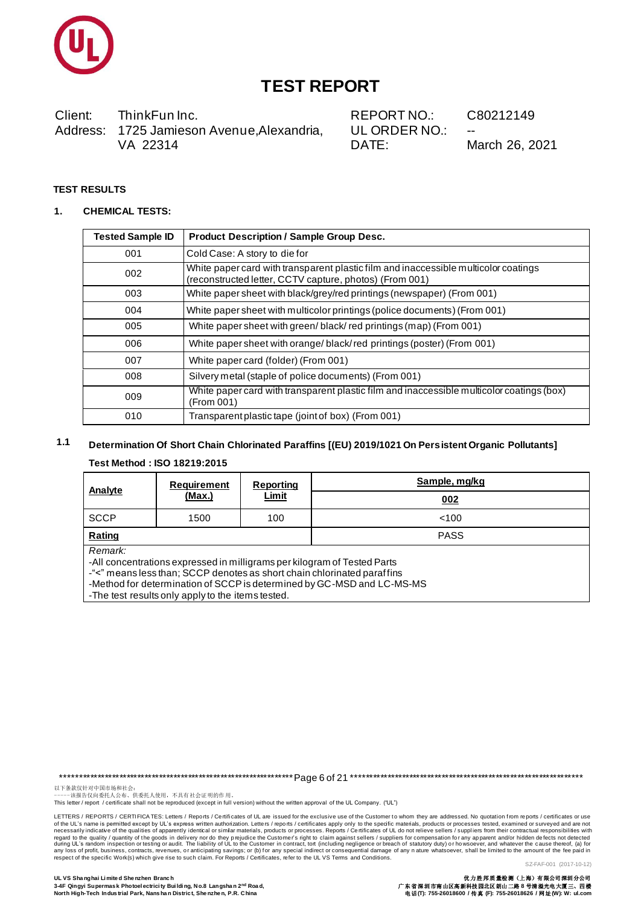# TEST REPORT

Client: ThinkFun Inc.
Address: 1725 Jamieson Avenue,Alexandria, VA 22314

REPORT NO.: C80212149
UL ORDER NO.: --
DATE: March 26, 2021

**TEST RESULTS**

**1. CHEMICAL TESTS:**

| Tested Sample ID | Product Description / Sample Group Desc. |
|---|---|
| 001 | Cold Case: A story to die for |
| 002 | White paper card with transparent plastic film and inaccessible multicolor coatings (reconstructed letter, CCTV capture, photos) (From 001) |
| 003 | White paper sheet with black/grey/red printings (newspaper) (From 001) |
| 004 | White paper sheet with multicolor printings (police documents) (From 001) |
| 005 | White paper sheet with green/ black/ red printings (map) (From 001) |
| 006 | White paper sheet with orange/ black/ red printings (poster) (From 001) |
| 007 | White paper card (folder) (From 001) |
| 008 | Silvery metal (staple of police documents) (From 001) |
| 009 | White paper card with transparent plastic film and inaccessible multicolor coatings (box) (From 001) |
| 010 | Transparent plastic tape (joint of box) (From 001) |

**1.1 Determination Of Short Chain Chlorinated Paraffins [(EU) 2019/1021 On Persistent Organic Pollutants]**

**Test Method : ISO 18219:2015**

| Analyte | Requirement (Max.) | Reporting Limit | Sample, mg/kg |
|---|---|---|---|
| | | | 002 |
| SCCP | 1500 | 100 | <100 |
| **Rating** | | | PASS |

*Remark:*
-All concentrations expressed in milligrams per kilogram of Tested Parts
-"<" means less than; SCCP denotes as short chain chlorinated paraffins
-Method for determination of SCCP is determined by GC-MSD and LC-MS-MS
-The test results only apply to the items tested.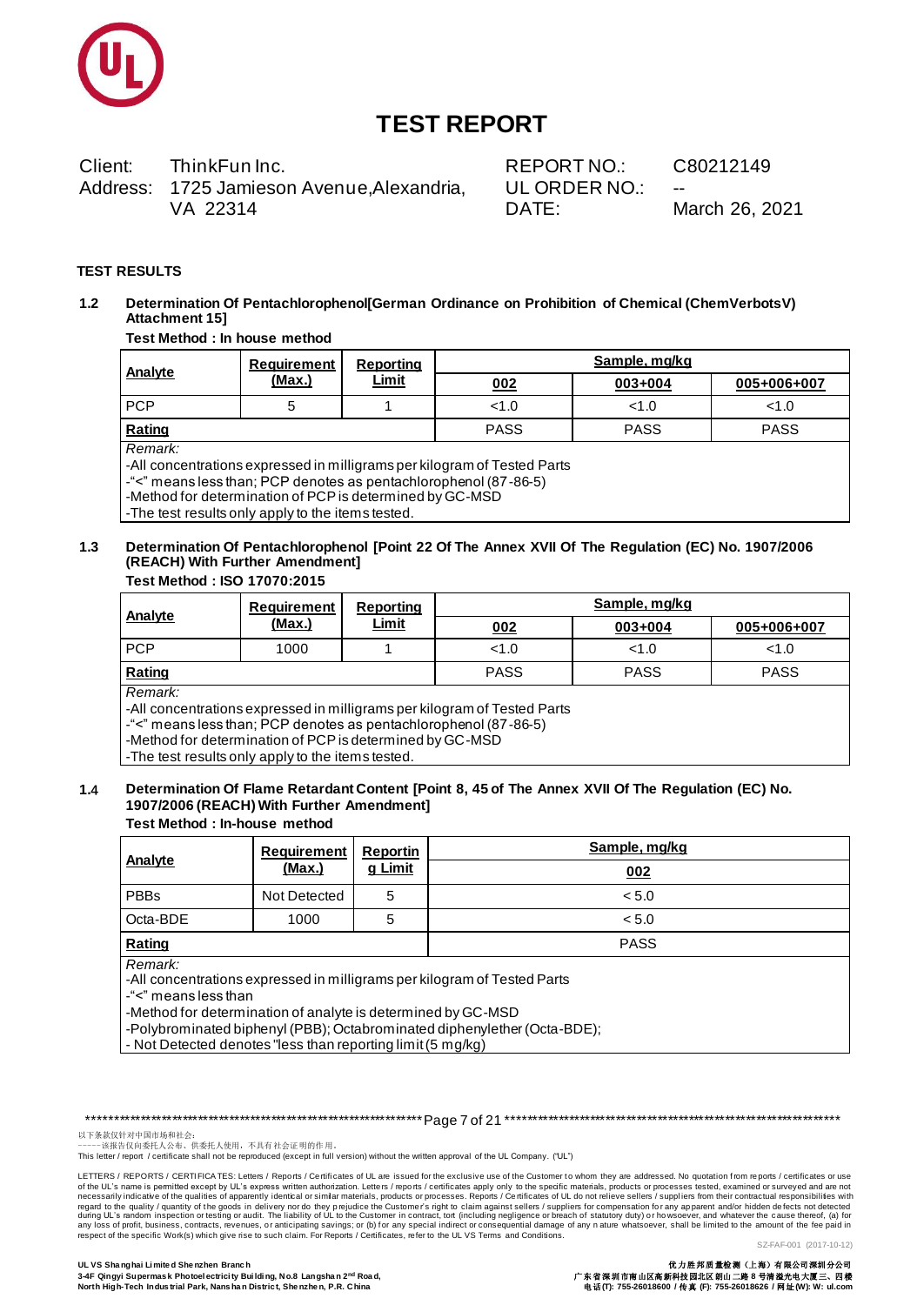# TEST REPORT

Client: ThinkFun Inc.
Address: 1725 Jamieson Avenue,Alexandria, VA 22314

REPORT NO.: C80212149
UL ORDER NO.: --
DATE: March 26, 2021

**TEST RESULTS**

**1.2 Determination Of Pentachlorophenol[German Ordinance on Prohibition of Chemical (ChemVerbotsV) Attachment 15]**

**Test Method : In house method**

| Analyte | Requirement (Max.) | Reporting Limit | Sample, mg/kg | | |
|---|---|---|---|---|---|
| | | | 002 | 003+004 | 005+006+007 |
| PCP | 5 | 1 | <1.0 | <1.0 | <1.0 |
| **Rating** | | | PASS | PASS | PASS |

*Remark:*
-All concentrations expressed in milligrams per kilogram of Tested Parts
-"<" means less than; PCP denotes as pentachlorophenol (87-86-5)
-Method for determination of PCP is determined by GC-MSD
-The test results only apply to the items tested.

**1.3 Determination Of Pentachlorophenol [Point 22 Of The Annex XVII Of The Regulation (EC) No. 1907/2006 (REACH) With Further Amendment]**

**Test Method : ISO 17070:2015**

| Analyte | Requirement (Max.) | Reporting Limit | Sample, mg/kg | | |
|---|---|---|---|---|---|
| | | | 002 | 003+004 | 005+006+007 |
| PCP | 1000 | 1 | <1.0 | <1.0 | <1.0 |
| **Rating** | | | PASS | PASS | PASS |

*Remark:*
-All concentrations expressed in milligrams per kilogram of Tested Parts
-"<" means less than; PCP denotes as pentachlorophenol (87-86-5)
-Method for determination of PCP is determined by GC-MSD
-The test results only apply to the items tested.

**1.4 Determination Of Flame Retardant Content [Point 8, 45 of The Annex XVII Of The Regulation (EC) No. 1907/2006 (REACH) With Further Amendment]**

**Test Method : In-house method**

| Analyte | Requirement (Max.) | Reporting Limit | Sample, mg/kg |
|---|---|---|---|
| | | | 002 |
| PBBs | Not Detected | 5 | < 5.0 |
| Octa-BDE | 1000 | 5 | < 5.0 |
| **Rating** | | | PASS |

*Remark:*
-All concentrations expressed in milligrams per kilogram of Tested Parts
-"<" means less than
-Method for determination of analyte is determined by GC-MSD
-Polybrominated biphenyl (PBB); Octabrominated diphenylether (Octa-BDE);
- Not Detected denotes "less than reporting limit (5 mg/kg)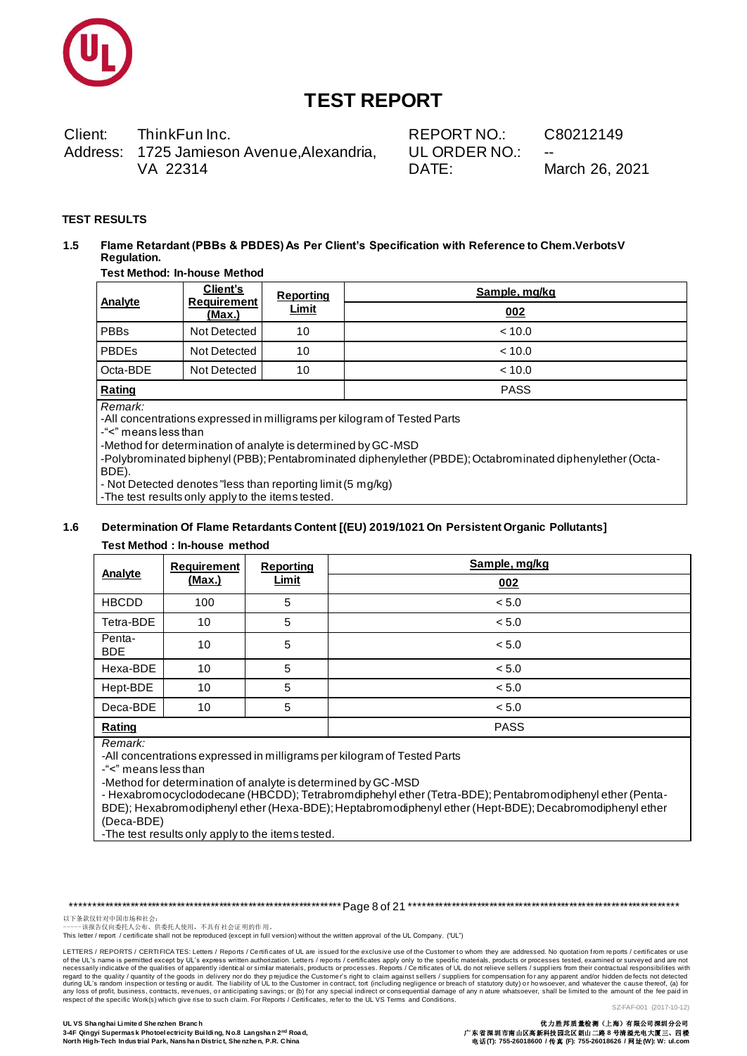# TEST REPORT

| | | | |
|---|---|---|---|
| Client: | ThinkFun Inc. | REPORT NO.: | C80212149 |
| Address: | 1725 Jamieson Avenue,Alexandria, VA 22314 | UL ORDER NO.: | -- |
| | | DATE: | March 26, 2021 |

**TEST RESULTS**

**1.5 Flame Retardant (PBBs & PBDES) As Per Client's Specification with Reference to Chem.VerbotsV Regulation.**

**Test Method: In-house Method**

| Analyte | Client's Requirement (Max.) | Reporting Limit | Sample, mg/kg |
|---|---|---|---|
| | | | 002 |
| PBBs | Not Detected | 10 | < 10.0 |
| PBDEs | Not Detected | 10 | < 10.0 |
| Octa-BDE | Not Detected | 10 | < 10.0 |
| **Rating** | | | PASS |

*Remark:*

-All concentrations expressed in milligrams per kilogram of Tested Parts

-"<" means less than

-Method for determination of analyte is determined by GC-MSD

-Polybrominated biphenyl (PBB); Pentabrominated diphenylether (PBDE); Octabrominated diphenylether (Octa-BDE).

- Not Detected denotes "less than reporting limit (5 mg/kg)

-The test results only apply to the items tested.

**1.6 Determination Of Flame Retardants Content [(EU) 2019/1021 On Persistent Organic Pollutants]**

**Test Method : In-house method**

| Analyte | Requirement (Max.) | Reporting Limit | Sample, mg/kg |
|---|---|---|---|
| | | | 002 |
| HBCDD | 100 | 5 | < 5.0 |
| Tetra-BDE | 10 | 5 | < 5.0 |
| Penta-BDE | 10 | 5 | < 5.0 |
| Hexa-BDE | 10 | 5 | < 5.0 |
| Hept-BDE | 10 | 5 | < 5.0 |
| Deca-BDE | 10 | 5 | < 5.0 |
| **Rating** | | | PASS |

*Remark:*

-All concentrations expressed in milligrams per kilogram of Tested Parts

-"<" means less than

-Method for determination of analyte is determined by GC-MSD

- Hexabromocyclododecane (HBCDD); Tetrabromdiphehyl ether (Tetra-BDE); Pentabromodiphenyl ether (Penta-BDE); Hexabromodiphenyl ether (Hexa-BDE); Heptabromodiphenyl ether (Hept-BDE); Decabromodiphenyl ether (Deca-BDE)

-The test results only apply to the items tested.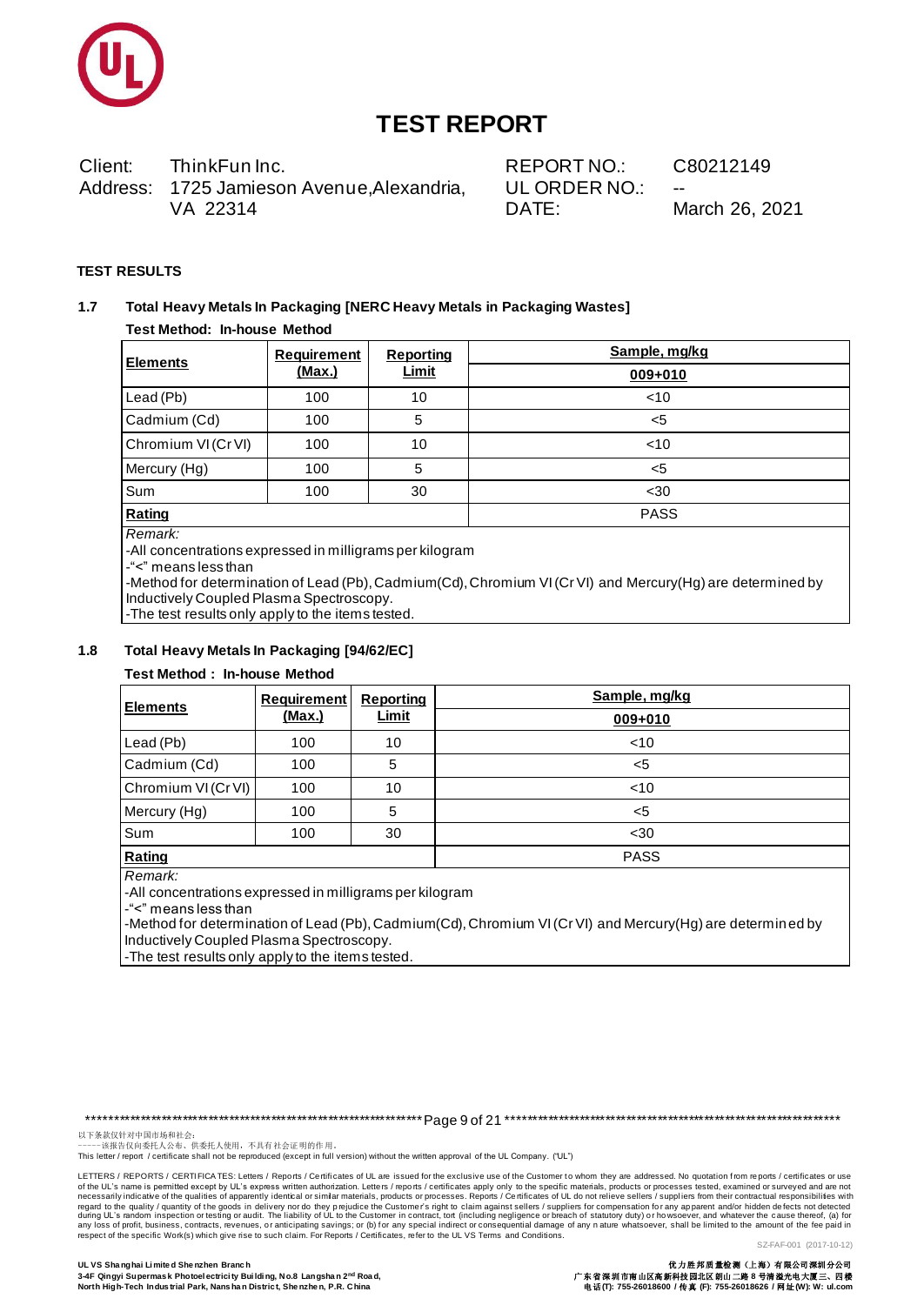# TEST REPORT

| Client: | ThinkFun Inc. | REPORT NO.: | C80212149 |
|---|---|---|---|
| Address: | 1725 Jamieson Avenue,Alexandria, VA 22314 | UL ORDER NO.: | -- |
| | | DATE: | March 26, 2021 |

**TEST RESULTS**

### 1.7 Total Heavy Metals In Packaging [NERC Heavy Metals in Packaging Wastes]

**Test Method: In-house Method**

| Elements | Requirement (Max.) | Reporting Limit | Sample, mg/kg |
|---|---|---|---|
| | | | 009+010 |
| Lead (Pb) | 100 | 10 | <10 |
| Cadmium (Cd) | 100 | 5 | <5 |
| Chromium VI (Cr VI) | 100 | 10 | <10 |
| Mercury (Hg) | 100 | 5 | <5 |
| Sum | 100 | 30 | <30 |
| **Rating** | | | PASS |

*Remark:*
-All concentrations expressed in milligrams per kilogram
-"<" means less than
-Method for determination of Lead (Pb), Cadmium(Cd), Chromium VI (Cr VI) and Mercury(Hg) are determined by Inductively Coupled Plasma Spectroscopy.
-The test results only apply to the items tested.

### 1.8 Total Heavy Metals In Packaging [94/62/EC]

**Test Method : In-house Method**

| Elements | Requirement (Max.) | Reporting Limit | Sample, mg/kg |
|---|---|---|---|
| | | | 009+010 |
| Lead (Pb) | 100 | 10 | <10 |
| Cadmium (Cd) | 100 | 5 | <5 |
| Chromium VI (Cr VI) | 100 | 10 | <10 |
| Mercury (Hg) | 100 | 5 | <5 |
| Sum | 100 | 30 | <30 |
| **Rating** | | | PASS |

*Remark:*
-All concentrations expressed in milligrams per kilogram
-"<" means less than
-Method for determination of Lead (Pb), Cadmium(Cd), Chromium VI (Cr VI) and Mercury(Hg) are determined by Inductively Coupled Plasma Spectroscopy.
-The test results only apply to the items tested.

以下条款仅针对中国市场和社会:
-----该报告仅向委托人公布、供委托人使用，不具有社会证明的作用。
This letter / report / certificate shall not be reproduced (except in full version) without the written approval of the UL Company. ("UL")

LETTERS / REPORTS / CERTIFICATES: Letters / Reports / Certificates of UL are issued for the exclusive use of the Customer to whom they are addressed. No quotation from reports / certificates or use of the UL's name is permitted except by UL's express written authorization. Letters / reports / certificates apply only to the specific materials, products or processes tested, examined or surveyed and are not necessarily indicative of the qualities of apparently identical or similar materials, products or processes. Reports / Certificates of UL do not relieve sellers / suppliers from their contractual responsibilities with regard to the quality / quantity of the goods in delivery nor do they prejudice the Customer's right to claim against sellers / suppliers for compensation for any apparent and/or hidden defects not detected during UL's random inspection or testing or audit. The liability of UL to the Customer in contract, tort (including negligence or breach of statutory duty) or howsoever, and whatever the cause thereof, (a) for any loss of profit, business, contracts, revenues, or anticipating savings; or (b) for any special indirect or consequential damage of any nature whatsoever, shall be limited to the amount of the fee paid in respect of the specific Work(s) which give rise to such claim. For Reports / Certificates, refer to the UL VS Terms and Conditions.

SZ-FAF-001 (2017-10-12)

**UL VS Shanghai Limited Shenzhen Branch**
**3-4F Qingyi Supermask Photoelectricity Building, No.8 Langshan 2nd Road, North High-Tech Industrial Park, Nanshan District, Shenzhen, P.R. China**

**优力胜邦质量检测（上海）有限公司深圳分公司**
**广东省深圳市南山区高新科技园北区朗山二路8号清溢光电大厦三、四楼**
**电话(T): 755-26018600 / 传真(F): 755-26018626 / 网址(W): W: ul.com**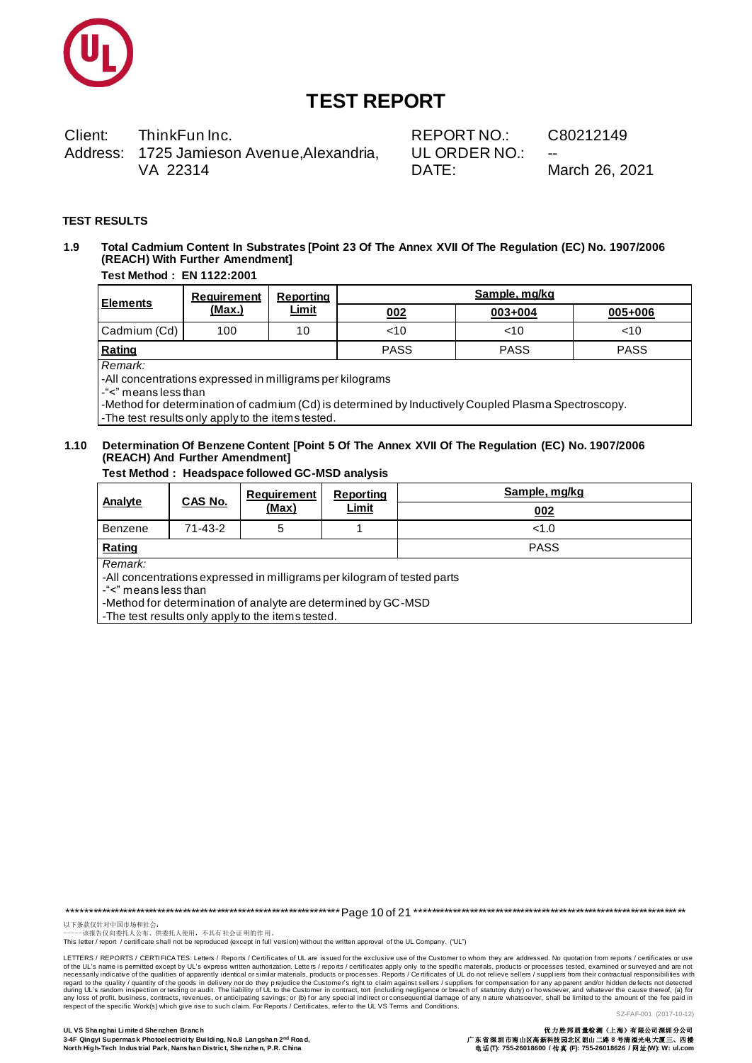# TEST REPORT

| Client: | ThinkFun Inc. | REPORT NO.: | C80212149 |
|---|---|---|---|
| Address: | 1725 Jamieson Avenue,Alexandria, VA 22314 | UL ORDER NO.: | -- |
| | | DATE: | March 26, 2021 |

**TEST RESULTS**

**1.9 Total Cadmium Content In Substrates [Point 23 Of The Annex XVII Of The Regulation (EC) No. 1907/2006 (REACH) With Further Amendment]**

**Test Method： EN 1122:2001**

| Elements | Requirement (Max.) | Reporting Limit | Sample, mg/kg | | |
|---|---|---|---|---|---|
| | | | 002 | 003+004 | 005+006 |
| Cadmium (Cd) | 100 | 10 | <10 | <10 | <10 |
| Rating | | | PASS | PASS | PASS |

*Remark:*

-All concentrations expressed in milligrams per kilograms

-"<" means less than

-Method for determination of cadmium (Cd) is determined by Inductively Coupled Plasma Spectroscopy.

-The test results only apply to the items tested.

**1.10 Determination Of Benzene Content [Point 5 Of The Annex XVII Of The Regulation (EC) No. 1907/2006 (REACH) And Further Amendment]**

**Test Method： Headspace followed GC-MSD analysis**

| Analyte | CAS No. | Requirement (Max) | Reporting Limit | Sample, mg/kg |
|---|---|---|---|---|
| | | | | 002 |
| Benzene | 71-43-2 | 5 | 1 | <1.0 |
| Rating | | | | PASS |

*Remark:*

-All concentrations expressed in milligrams per kilogram of tested parts

-"<" means less than

-Method for determination of analyte are determined by GC-MSD

-The test results only apply to the items tested.

以下条款仅针对中国市场和社会：
-----该报告仅向委托人公布、供委托人使用，不具有社会证明的作用。
This letter / report / certificate shall not be reproduced (except in full version) without the written approval of the UL Company. ("UL")

LETTERS / REPORTS / CERTIFICATES: Letters / Reports / Certificates of UL are issued for the exclusive use of the Customer to whom they are addressed. No quotation from reports / certificates or use of the UL's name is permitted except by UL's express written authorization. Letters / reports / certificates apply only to the specific materials, products or processes tested, examined or surveyed and are not necessarily indicative of the qualities of apparently identical or similar materials, products or processes. Reports / Certificates of UL do not relieve sellers / suppliers from their contractual responsibilities with regard to the quality / quantity of the goods in delivery nor do they prejudice the Customer's right to claim against sellers / suppliers for compensation for any apparent and/or hidden defects not detected during UL's random inspection or testing or audit. The liability of UL to the Customer in contract, tort (including negligence or breach of statutory duty) or howsoever, and whatever the cause thereof, (a) for any loss of profit, business, contracts, revenues, or anticipating savings; or (b) for any special indirect or consequential damage of any nature whatsoever, shall be limited to the amount of the fee paid in respect of the specific Work(s) which give rise to such claim. For Reports / Certificates, refer to the UL VS Terms and Conditions.

SZ-FAF-001 (2017-10-12)

**UL VS Shanghai Limited Shenzhen Branch**
**3-4F Qingyi Supermask Photoelectricity Building, No.8 Langshan 2nd Road, North High-Tech Industrial Park, Nanshan District, Shenzhen, P.R. China**

**优力胜邦质量检测（上海）有限公司深圳分公司**
**广东省深圳市南山区高新科技园北区朗山二路8号清溢光电大厦三、四楼**
**电话(T): 755-26018600 / 传真 (F): 755-26018626 / 网址(W): W: ul.com**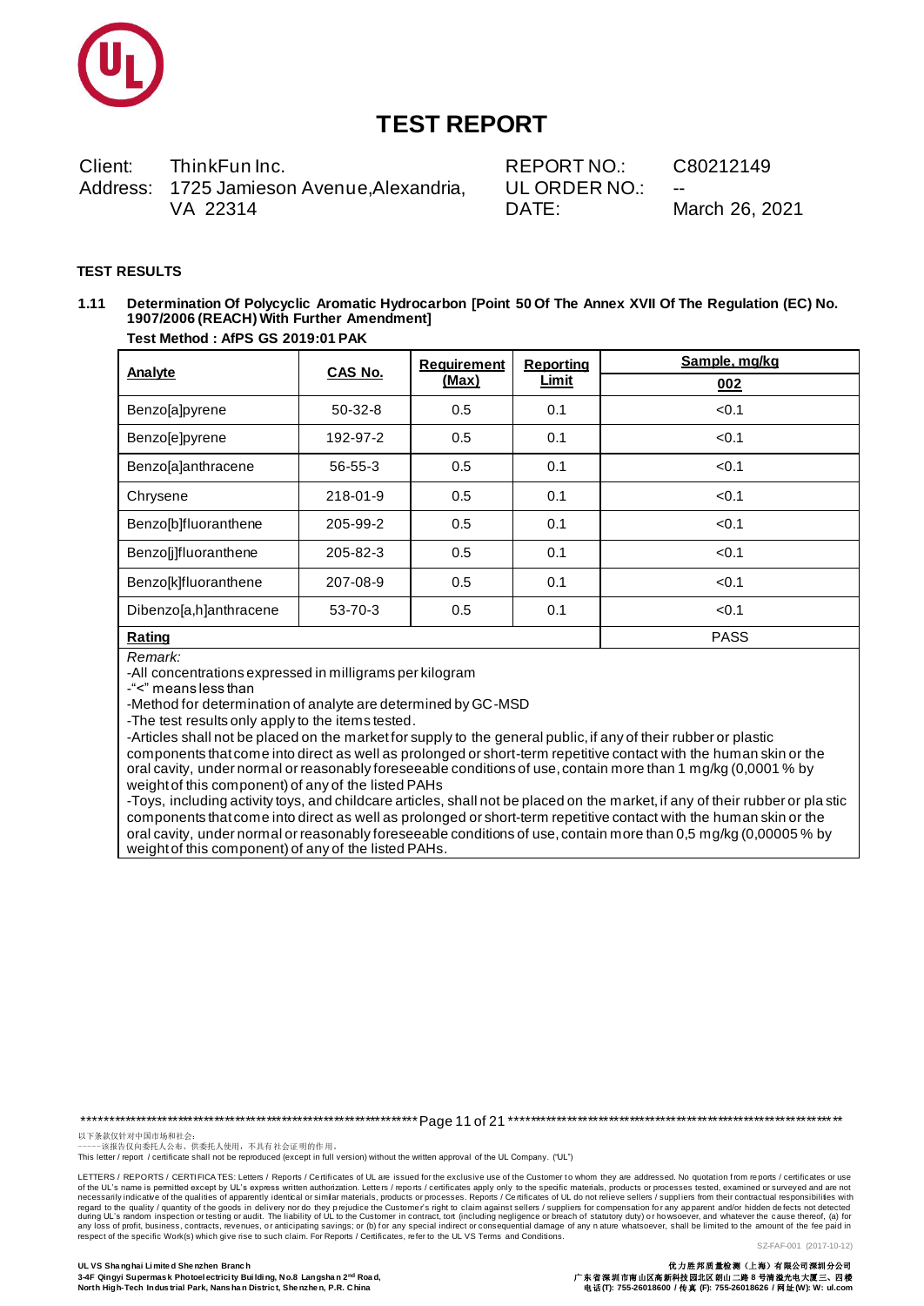# TEST REPORT

Client: ThinkFun Inc.
Address: 1725 Jamieson Avenue,Alexandria, VA 22314

REPORT NO.: C80212149
UL ORDER NO.: --
DATE: March 26, 2021

**TEST RESULTS**

**1.11 Determination Of Polycyclic Aromatic Hydrocarbon [Point 50 Of The Annex XVII Of The Regulation (EC) No. 1907/2006 (REACH) With Further Amendment]**

**Test Method : AfPS GS 2019:01 PAK**

| Analyte | CAS No. | Requirement (Max) | Reporting Limit | Sample, mg/kg |
|---|---|---|---|---|
| | | | | 002 |
| Benzo[a]pyrene | 50-32-8 | 0.5 | 0.1 | <0.1 |
| Benzo[e]pyrene | 192-97-2 | 0.5 | 0.1 | <0.1 |
| Benzo[a]anthracene | 56-55-3 | 0.5 | 0.1 | <0.1 |
| Chrysene | 218-01-9 | 0.5 | 0.1 | <0.1 |
| Benzo[b]fluoranthene | 205-99-2 | 0.5 | 0.1 | <0.1 |
| Benzo[j]fluoranthene | 205-82-3 | 0.5 | 0.1 | <0.1 |
| Benzo[k]fluoranthene | 207-08-9 | 0.5 | 0.1 | <0.1 |
| Dibenzo[a,h]anthracene | 53-70-3 | 0.5 | 0.1 | <0.1 |
| **Rating** | | | | PASS |

*Remark:*

-All concentrations expressed in milligrams per kilogram
-"<" means less than
-Method for determination of analyte are determined by GC-MSD
-The test results only apply to the items tested.
-Articles shall not be placed on the market for supply to the general public, if any of their rubber or plastic components that come into direct as well as prolonged or short-term repetitive contact with the human skin or the oral cavity, under normal or reasonably foreseeable conditions of use, contain more than 1 mg/kg (0,0001 % by weight of this component) of any of the listed PAHs
-Toys, including activity toys, and childcare articles, shall not be placed on the market, if any of their rubber or plastic components that come into direct as well as prolonged or short-term repetitive contact with the human skin or the oral cavity, under normal or reasonably foreseeable conditions of use, contain more than 0,5 mg/kg (0,00005 % by weight of this component) of any of the listed PAHs.

以下条款仅针对中国市场和社会:
-----该报告仅向委托人公布、供委托人使用，不具有社会证明的作用。
This letter / report / certificate shall not be reproduced (except in full version) without the written approval of the UL Company. ("UL")

LETTERS / REPORTS / CERTIFICATES: Letters / Reports / Certificates of UL are issued for the exclusive use of the Customer to whom they are addressed. No quotation from reports / certificates or use of the UL's name is permitted except by UL's express written authorization. Letters / reports / certificates apply only to the specific materials, products or processes tested, examined or surveyed and are not necessarily indicative of the qualities of apparently identical or similar materials, products or processes. Reports / Certificates of UL do not relieve sellers / suppliers from their contractual responsibilities with regard to the quality / quantity of the goods in delivery nor do they prejudice the Customer's right to claim against sellers / suppliers for compensation for any apparent and/or hidden defects not detected during UL's random inspection or testing or audit. The liability of UL to the Customer in contract, tort (including negligence or breach of statutory duty) or howsoever, and whatever the cause thereof, (a) for any loss of profit, business, contracts, revenues, or anticipating savings; or (b) for any special indirect or consequential damage of any nature whatsoever, shall be limited to the amount of the fee paid in respect of the specific Work(s) which give rise to such claim. For Reports / Certificates, refer to the UL VS Terms and Conditions.

SZ-FAF-001 (2017-10-12)

**UL VS Shanghai Limited Shenzhen Branch**
**3-4F Qingyi Supermask Photoelectricity Building, No.8 Langshan 2nd Road, North High-Tech Industrial Park, Nanshan District, Shenzhen, P.R. China**

**优力胜邦质量检测（上海）有限公司深圳分公司**
**广东省深圳市南山区高新科技园北区朗山二路8号清溢光电大厦三、四楼**
**电话(T): 755-26018600 / 传真 (F): 755-26018626 / 网址(W): W: ul.com**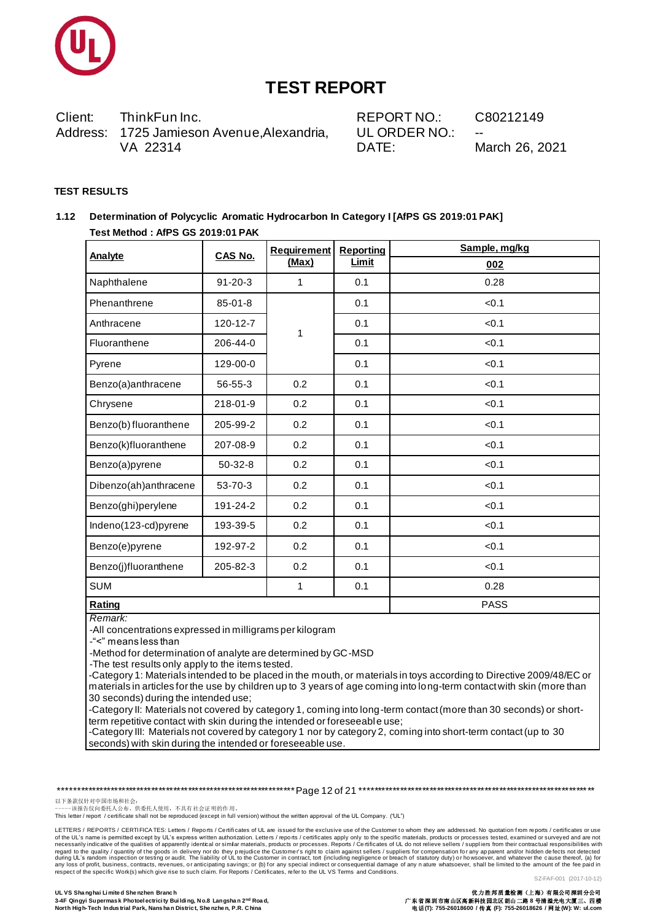# TEST REPORT

Client: ThinkFun Inc.
Address: 1725 Jamieson Avenue,Alexandria, VA 22314

REPORT NO.: C80212149
UL ORDER NO.: --
DATE: March 26, 2021

**TEST RESULTS**

**1.12 Determination of Polycyclic Aromatic Hydrocarbon In Category I [AfPS GS 2019:01 PAK]**

**Test Method : AfPS GS 2019:01 PAK**

| Analyte | CAS No. | Requirement (Max) | Reporting Limit | Sample, mg/kg 002 |
|---|---|---|---|---|
| Naphthalene | 91-20-3 | 1 | 0.1 | 0.28 |
| Phenanthrene | 85-01-8 | 1 | 0.1 | <0.1 |
| Anthracene | 120-12-7 | | 0.1 | <0.1 |
| Fluoranthene | 206-44-0 | | 0.1 | <0.1 |
| Pyrene | 129-00-0 | | 0.1 | <0.1 |
| Benzo(a)anthracene | 56-55-3 | 0.2 | 0.1 | <0.1 |
| Chrysene | 218-01-9 | 0.2 | 0.1 | <0.1 |
| Benzo(b) fluoranthene | 205-99-2 | 0.2 | 0.1 | <0.1 |
| Benzo(k)fluoranthene | 207-08-9 | 0.2 | 0.1 | <0.1 |
| Benzo(a)pyrene | 50-32-8 | 0.2 | 0.1 | <0.1 |
| Dibenzo(ah)anthracene | 53-70-3 | 0.2 | 0.1 | <0.1 |
| Benzo(ghi)perylene | 191-24-2 | 0.2 | 0.1 | <0.1 |
| Indeno(123-cd)pyrene | 193-39-5 | 0.2 | 0.1 | <0.1 |
| Benzo(e)pyrene | 192-97-2 | 0.2 | 0.1 | <0.1 |
| Benzo(j)fluoranthene | 205-82-3 | 0.2 | 0.1 | <0.1 |
| SUM | | 1 | 0.1 | 0.28 |
| **Rating** | | | | PASS |

*Remark:*

-All concentrations expressed in milligrams per kilogram
-"<" means less than
-Method for determination of analyte are determined by GC-MSD
-The test results only apply to the items tested.
-Category 1: Materials intended to be placed in the mouth, or materials in toys according to Directive 2009/48/EC or materials in articles for the use by children up to 3 years of age coming into long-term contact with skin (more than 30 seconds) during the intended use;
-Category II: Materials not covered by category 1, coming into long-term contact (more than 30 seconds) or short-term repetitive contact with skin during the intended or foreseeable use;
-Category III: Materials not covered by category 1 nor by category 2, coming into short-term contact (up to 30 seconds) with skin during the intended or foreseeable use.

以下条款仅针对中国市场和社会:
-----该报告仅向委托人公布、供委托人使用，不具有社会证明的作用。
This letter / report / certificate shall not be reproduced (except in full version) without the written approval of the UL Company. ("UL")

LETTERS / REPORTS / CERTIFICATES: Letters / Reports / Certificates of UL are issued for the exclusive use of the Customer to whom they are addressed. No quotation from reports / certificates or use of the UL's name is permitted except by UL's express written authorization. Letters / reports / certificates apply only to the specific materials, products or processes tested, examined or surveyed and are not necessarily indicative of the qualities of apparently identical or similar materials, products or processes. Reports / Certificates of UL do not relieve sellers / suppliers from their contractual responsibilities with regard to the quality / quantity of the goods in delivery nor do they prejudice the Customer's right to claim against sellers / suppliers for compensation for any apparent and/or hidden defects not detected during UL's random inspection or testing or audit. The liability of UL to the Customer in contract, tort (including negligence or breach of statutory duty) or howsoever, and whatever the cause thereof, (a) for any loss of profit, business, contracts, revenues, or anticipating savings; or (b) for any special indirect or consequential damage of any nature whatsoever, shall be limited to the amount of the fee paid in respect of the specific Work(s) which give rise to such claim. For Reports / Certificates, refer to the UL VS Terms and Conditions.

SZ-FAF-001 (2017-10-12)

**UL VS Shanghai Limited Shenzhen Branch**
**3-4F Qingyi Supermask Photoelectricity Building, No.8 Langshan 2nd Road, North High-Tech Industrial Park, Nanshan District, Shenzhen, P.R. China**

**优力胜邦质量检测（上海）有限公司深圳分公司**
**广东省深圳市南山区高新科技园北区朗山二路8号清溢光电大厦三、四楼**
**电话(T): 755-26018600 / 传真 (F): 755-26018626 / 网址(W): W: ul.com**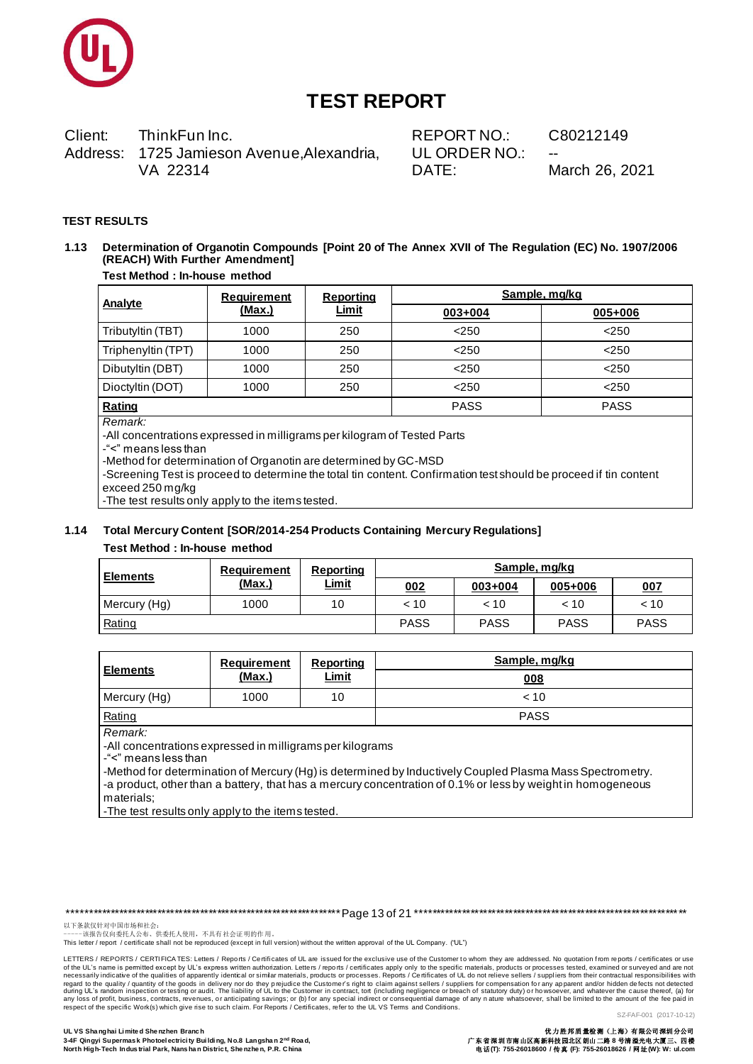# TEST REPORT

| Client: | ThinkFun Inc. | REPORT NO.: | C80212149 |
|---|---|---|---|
| Address: | 1725 Jamieson Avenue,Alexandria, VA 22314 | UL ORDER NO.: | -- |
| | | DATE: | March 26, 2021 |

**TEST RESULTS**

**1.13 Determination of Organotin Compounds [Point 20 of The Annex XVII of The Regulation (EC) No. 1907/2006 (REACH) With Further Amendment]**

**Test Method : In-house method**

| Analyte | Requirement (Max.) | Reporting Limit | Sample, mg/kg | |
|---|---|---|---|---|
| | | | 003+004 | 005+006 |
| Tributyltin (TBT) | 1000 | 250 | <250 | <250 |
| Triphenyltin (TPT) | 1000 | 250 | <250 | <250 |
| Dibutyltin (DBT) | 1000 | 250 | <250 | <250 |
| Dioctyltin (DOT) | 1000 | 250 | <250 | <250 |
| **Rating** | | | PASS | PASS |

*Remark:*

-All concentrations expressed in milligrams per kilogram of Tested Parts

-"<" means less than

-Method for determination of Organotin are determined by GC-MSD

-Screening Test is proceed to determine the total tin content. Confirmation test should be proceed if tin content exceed 250 mg/kg

-The test results only apply to the items tested.

**1.14 Total Mercury Content [SOR/2014-254 Products Containing Mercury Regulations]**

**Test Method : In-house method**

| Elements | Requirement (Max.) | Reporting Limit | Sample, mg/kg | | | |
|---|---|---|---|---|---|---|
| | | | 002 | 003+004 | 005+006 | 007 |
| Mercury (Hg) | 1000 | 10 | < 10 | < 10 | < 10 | < 10 |
| Rating | | | PASS | PASS | PASS | PASS |

| Elements | Requirement (Max.) | Reporting Limit | Sample, mg/kg |
|---|---|---|---|
| | | | 008 |
| Mercury (Hg) | 1000 | 10 | < 10 |
| Rating | | | PASS |

*Remark:*

-All concentrations expressed in milligrams per kilograms

-"<" means less than

-Method for determination of Mercury (Hg) is determined by Inductively Coupled Plasma Mass Spectrometry.

-a product, other than a battery, that has a mercury concentration of 0.1% or less by weight in homogeneous materials;

-The test results only apply to the items tested.

以下条款仅针对中国市场和社会:
-----该报告仅向委托人公布、供委托人使用，不具有社会证明的作用。
This letter / report / certificate shall not be reproduced (except in full version) without the written approval of the UL Company. ("UL")

LETTERS / REPORTS / CERTIFICATES: Letters / Reports / Certificates of UL are issued for the exclusive use of the Customer to whom they are addressed. No quotation from reports / certificates or use of the UL's name is permitted except by UL's express written authorization. Letters / reports / certificates apply only to the specific materials, products or processes tested, examined or surveyed and are not necessarily indicative of the qualities of apparently identical or similar materials, products or processes. Reports / Certificates of UL do not relieve sellers / suppliers from their contractual responsibilities with regard to the quality / quantity of the goods in delivery nor do they prejudice the Customer's right to claim against sellers / suppliers for compensation for any apparent and/or hidden defects not detected during UL's random inspection or testing or audit. The liability of UL to the Customer in contract, tort (including negligence or breach of statutory duty) or howsoever, and whatever the cause thereof, (a) for any loss of profit, business, contracts, revenues, or anticipating savings; or (b) for any special indirect or consequential damage of any nature whatsoever, shall be limited to the amount of the fee paid in respect of the specific Work(s) which give rise to such claim. For Reports / Certificates, refer to the UL VS Terms and Conditions.

SZ-FAF-001 (2017-10-12)

**UL VS Shanghai Limited Shenzhen Branch**
3-4F Qingyi Supermask Photoelectricity Building, No.8 Langshan 2nd Road, North High-Tech Industrial Park, Nanshan District, Shenzhen, P.R. China

**优力胜邦质量检测（上海）有限公司深圳分公司**
广东省深圳市南山区高新科技园北区朗山二路8号清溢光电大厦三、四楼
电话(T): 755-26018600 / 传真 (F): 755-26018626 / 网址(W): W: ul.com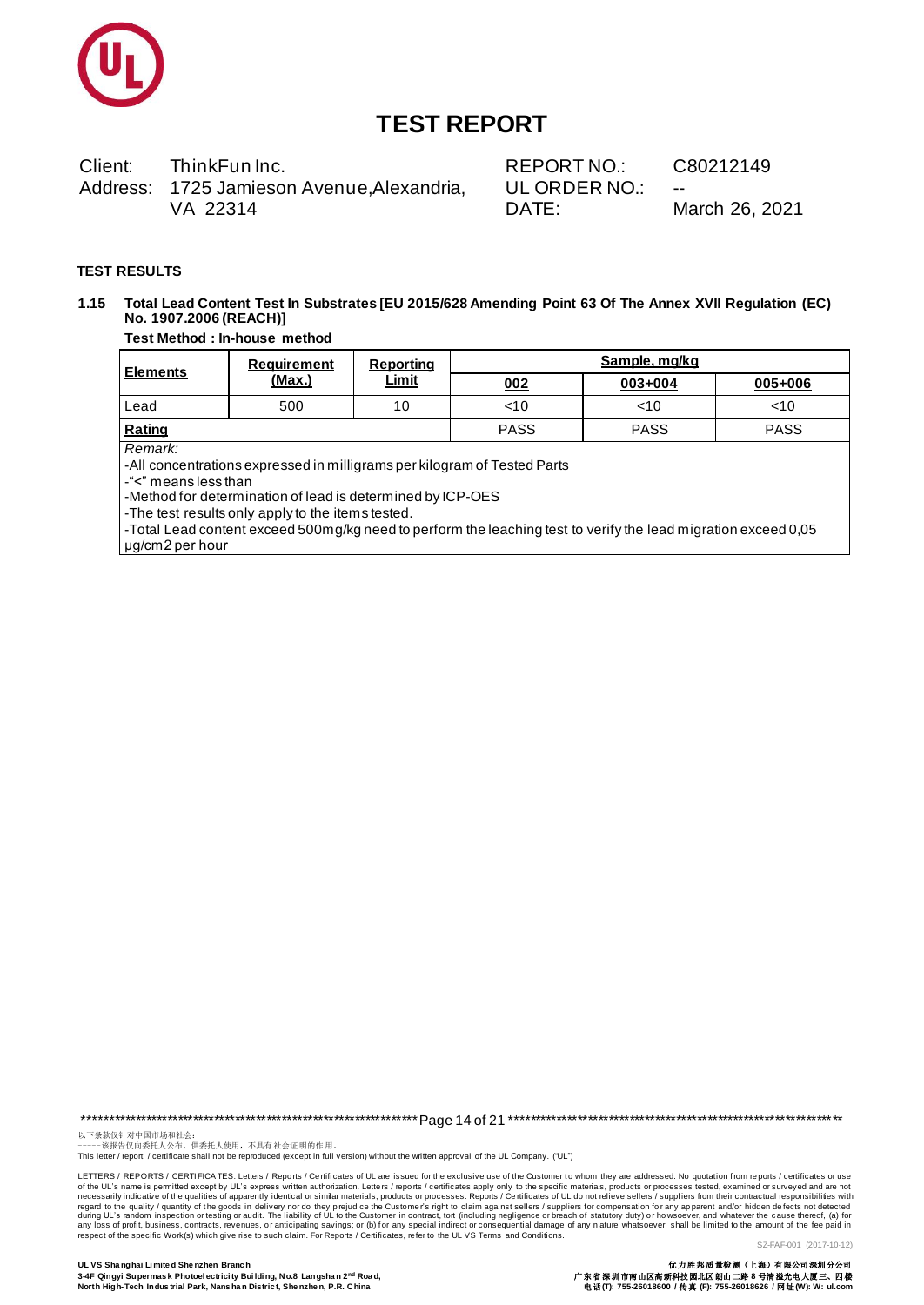# TEST REPORT

| | | | |
|---|---|---|---|
| Client: | ThinkFun Inc. | REPORT NO.: | C80212149 |
| Address: | 1725 Jamieson Avenue,Alexandria, VA 22314 | UL ORDER NO.: | -- |
| | | DATE: | March 26, 2021 |

**TEST RESULTS**

**1.15 Total Lead Content Test In Substrates [EU 2015/628 Amending Point 63 Of The Annex XVII Regulation (EC) No. 1907.2006 (REACH)]**

**Test Method : In-house method**

| Elements | Requirement (Max.) | Reporting Limit | Sample, mg/kg | | |
|---|---|---|---|---|---|
| | | | 002 | 003+004 | 005+006 |
| Lead | 500 | 10 | <10 | <10 | <10 |
| **Rating** | | | PASS | PASS | PASS |

*Remark:*

-All concentrations expressed in milligrams per kilogram of Tested Parts

-"<" means less than

-Method for determination of lead is determined by ICP-OES

-The test results only apply to the items tested.

-Total Lead content exceed 500mg/kg need to perform the leaching test to verify the lead migration exceed 0,05 µg/cm2 per hour

以下条款仅针对中国市场和社会：
-----该报告仅向委托人公布、供委托人使用，不具有社会证明的作用。

This letter / report / certificate shall not be reproduced (except in full version) without the written approval of the UL Company. ("UL")

LETTERS / REPORTS / CERTIFICATES: Letters / Reports / Certificates of UL are issued for the exclusive use of the Customer to whom they are addressed. No quotation from reports / certificates or use of the UL's name is permitted except by UL's express written authorization. Letters / reports / certificates apply only to the specific materials, products or processes tested, examined or surveyed and are not necessarily indicative of the qualities of apparently identical or similar materials, products or processes. Reports / Certificates of UL do not relieve sellers / suppliers from their contractual responsibilities with regard to the quality / quantity of the goods in delivery nor do they prejudice the Customer's right to claim against sellers / suppliers for compensation for any apparent and/or hidden defects not detected during UL's random inspection or testing or audit. The liability of UL to the Customer in contract, tort (including negligence or breach of statutory duty) or howsoever, and whatever the cause thereof, (a) for any loss of profit, business, contracts, revenues, or anticipating savings; or (b) for any special indirect or consequential damage of any nature whatsoever, shall be limited to the amount of the fee paid in respect of the specific Work(s) which give rise to such claim. For Reports / Certificates, refer to the UL VS Terms and Conditions.

SZ-FAF-001 (2017-10-12)

**UL VS Shanghai Limited Shenzhen Branch**
**3-4F Qingyi Supermask Photoelectricity Building, No.8 Langshan 2nd Road, North High-Tech Industrial Park, Nanshan District, Shenzhen, P.R. China**

**优力胜邦质量检测（上海）有限公司深圳分公司**
**广东省深圳市南山区高新科技园北区朗山二路8号清溢光电大厦三、四楼**
**电话(T): 755-26018600 / 传真 (F): 755-26018626 / 网址(W): W: ul.com**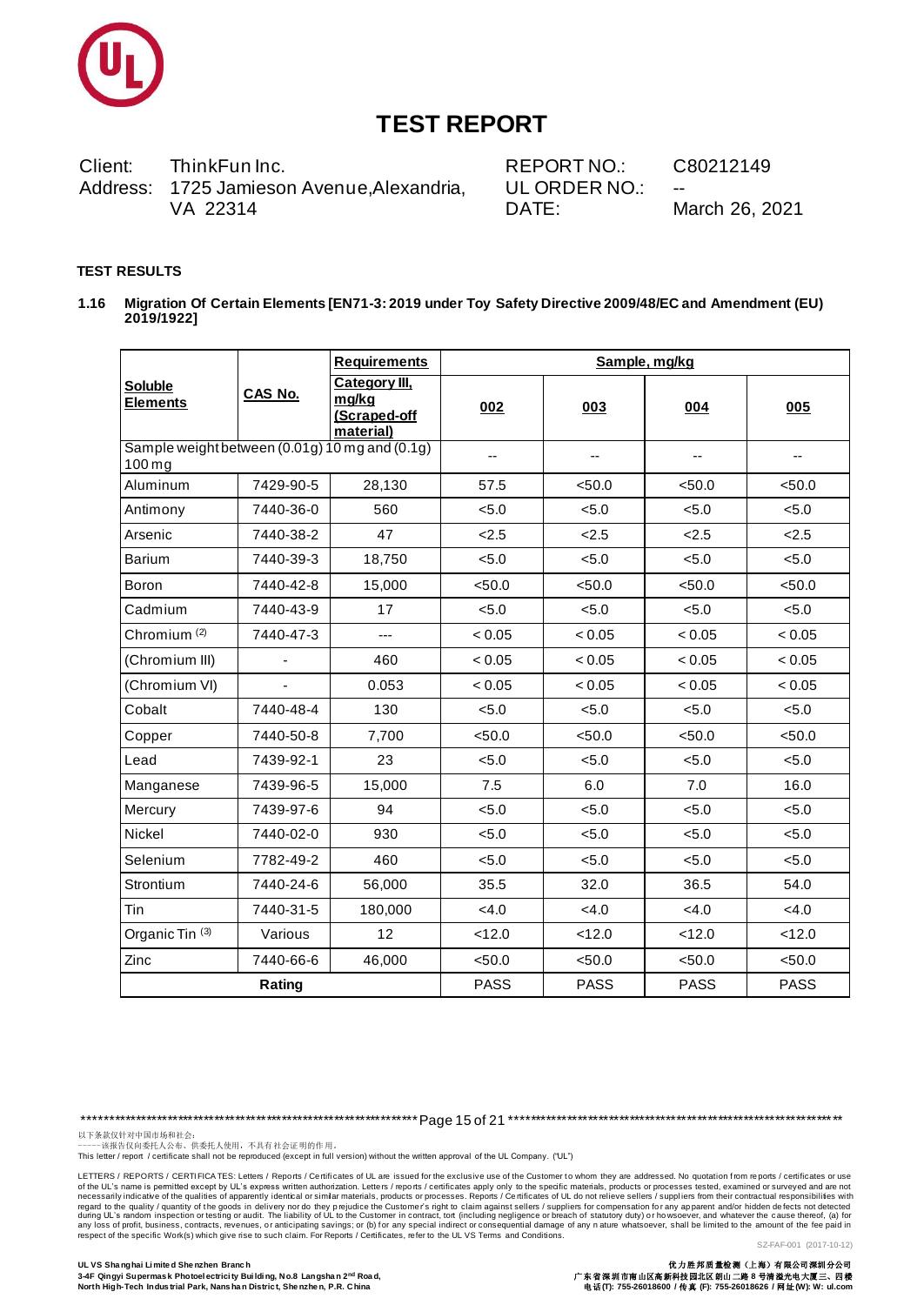# TEST REPORT

Client: ThinkFun Inc.
Address: 1725 Jamieson Avenue,Alexandria, VA 22314

REPORT NO.: C80212149
UL ORDER NO.: --
DATE: March 26, 2021

**TEST RESULTS**

**1.16 Migration Of Certain Elements [EN71-3: 2019 under Toy Safety Directive 2009/48/EC and Amendment (EU) 2019/1922]**

| Soluble Elements | CAS No. | Requirements | Sample, mg/kg | | | |
|---|---|---|---|---|---|---|
| | | Category III, mg/kg (Scraped-off material) | 002 | 003 | 004 | 005 |
| Sample weight between (0.01g) 10 mg and (0.1g) 100 mg | | | -- | -- | -- | -- |
| Aluminum | 7429-90-5 | 28,130 | 57.5 | <50.0 | <50.0 | <50.0 |
| Antimony | 7440-36-0 | 560 | <5.0 | <5.0 | <5.0 | <5.0 |
| Arsenic | 7440-38-2 | 47 | <2.5 | <2.5 | <2.5 | <2.5 |
| Barium | 7440-39-3 | 18,750 | <5.0 | <5.0 | <5.0 | <5.0 |
| Boron | 7440-42-8 | 15,000 | <50.0 | <50.0 | <50.0 | <50.0 |
| Cadmium | 7440-43-9 | 17 | <5.0 | <5.0 | <5.0 | <5.0 |
| Chromium (2) | 7440-47-3 | --- | < 0.05 | < 0.05 | < 0.05 | < 0.05 |
| (Chromium III) | - | 460 | < 0.05 | < 0.05 | < 0.05 | < 0.05 |
| (Chromium VI) | - | 0.053 | < 0.05 | < 0.05 | < 0.05 | < 0.05 |
| Cobalt | 7440-48-4 | 130 | <5.0 | <5.0 | <5.0 | <5.0 |
| Copper | 7440-50-8 | 7,700 | <50.0 | <50.0 | <50.0 | <50.0 |
| Lead | 7439-92-1 | 23 | <5.0 | <5.0 | <5.0 | <5.0 |
| Manganese | 7439-96-5 | 15,000 | 7.5 | 6.0 | 7.0 | 16.0 |
| Mercury | 7439-97-6 | 94 | <5.0 | <5.0 | <5.0 | <5.0 |
| Nickel | 7440-02-0 | 930 | <5.0 | <5.0 | <5.0 | <5.0 |
| Selenium | 7782-49-2 | 460 | <5.0 | <5.0 | <5.0 | <5.0 |
| Strontium | 7440-24-6 | 56,000 | 35.5 | 32.0 | 36.5 | 54.0 |
| Tin | 7440-31-5 | 180,000 | <4.0 | <4.0 | <4.0 | <4.0 |
| Organic Tin (3) | Various | 12 | <12.0 | <12.0 | <12.0 | <12.0 |
| Zinc | 7440-66-6 | 46,000 | <50.0 | <50.0 | <50.0 | <50.0 |
| **Rating** | | | PASS | PASS | PASS | PASS |

以下条款仅针对中国市场和社会:
-----该报告仅向委托人公布、供委托人使用，不具有社会证明的作用。
This letter / report / certificate shall not be reproduced (except in full version) without the written approval of the UL Company. ("UL")

LETTERS / REPORTS / CERTIFICATES: Letters / Reports / Certificates of UL are issued for the exclusive use of the Customer to whom they are addressed. No quotation from reports / certificates or use of the UL's name is permitted except by UL's express written authorization. Letters / reports / certificates apply only to the specific materials, products or processes tested, examined or surveyed and are not necessarily indicative of the qualities of apparently identical or similar materials, products or processes. Reports / Certificates of UL do not relieve sellers / suppliers from their contractual responsibilities with regard to the quality / quantity of the goods in delivery nor do they prejudice the Customer's right to claim against sellers / suppliers for compensation for any apparent and/or hidden defects not detected during UL's random inspection or testing or audit. The liability of UL to the Customer in contract, tort (including negligence or breach of statutory duty) or howsoever, and whatever the cause thereof, (a) for any loss of profit, business, contracts, revenues, or anticipating savings; or (b) for any special indirect or consequential damage of any nature whatsoever, shall be limited to the amount of the fee paid in respect of the specific Work(s) which give rise to such claim. For Reports / Certificates, refer to the UL VS Terms and Conditions.

SZ-FAF-001 (2017-10-12)

**UL VS Shanghai Limited Shenzhen Branch**
**3-4F Qingyi Supermask Photoelectricity Building, No.8 Langshan 2nd Road, North High-Tech Industrial Park, Nanshan District, Shenzhen, P.R. China**

**优力胜邦质量检测（上海）有限公司深圳分公司**
**广东省深圳市南山区高新科技园北区朗山二路8号清溢光电大厦三、四楼**
**电话(T): 755-26018600 / 传真 (F): 755-26018626 / 网址(W): W: ul.com**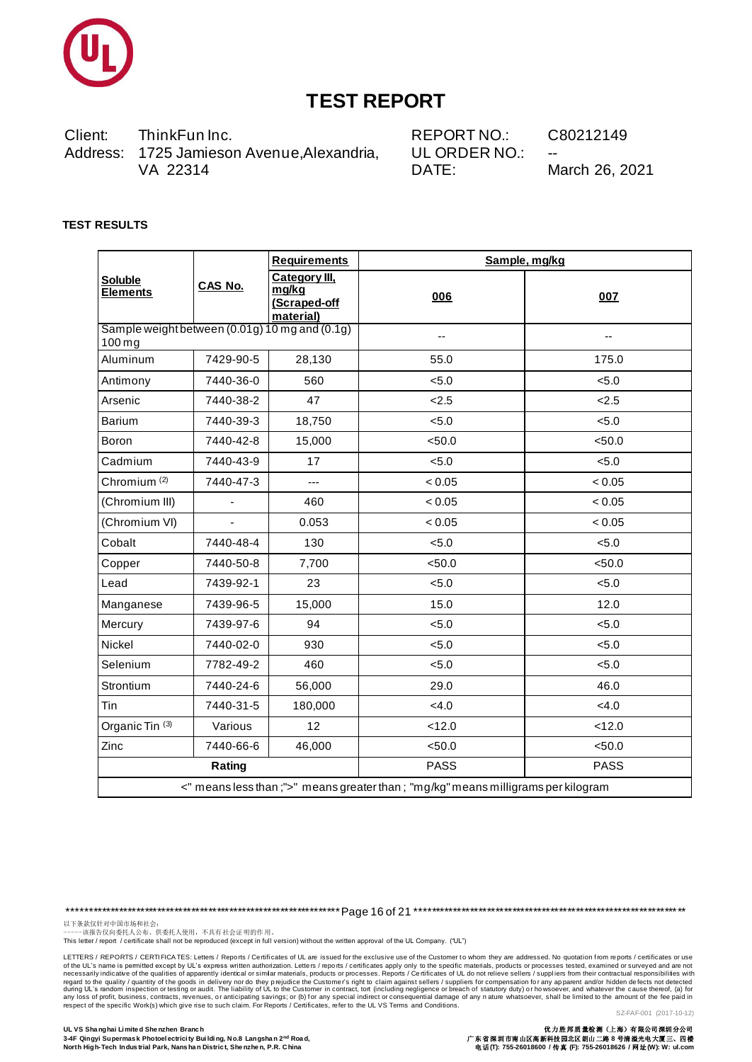# TEST REPORT

Client: ThinkFun Inc.
Address: 1725 Jamieson Avenue, Alexandria, VA 22314

REPORT NO.: C80212149
UL ORDER NO.: --
DATE: March 26, 2021

**TEST RESULTS**

| **Soluble Elements** | **CAS No.** | **Requirements** | **Sample, mg/kg** | |
|---|---|---|---|---|
| | | **Category III, mg/kg (Scraped-off material)** | **006** | **007** |
| Sample weight between (0.01g) 10 mg and (0.1g) 100 mg | | | -- | -- |
| Aluminum | 7429-90-5 | 28,130 | 55.0 | 175.0 |
| Antimony | 7440-36-0 | 560 | <5.0 | <5.0 |
| Arsenic | 7440-38-2 | 47 | <2.5 | <2.5 |
| Barium | 7440-39-3 | 18,750 | <5.0 | <5.0 |
| Boron | 7440-42-8 | 15,000 | <50.0 | <50.0 |
| Cadmium | 7440-43-9 | 17 | <5.0 | <5.0 |
| Chromium (2) | 7440-47-3 | --- | < 0.05 | < 0.05 |
| (Chromium III) | - | 460 | < 0.05 | < 0.05 |
| (Chromium VI) | - | 0.053 | < 0.05 | < 0.05 |
| Cobalt | 7440-48-4 | 130 | <5.0 | <5.0 |
| Copper | 7440-50-8 | 7,700 | <50.0 | <50.0 |
| Lead | 7439-92-1 | 23 | <5.0 | <5.0 |
| Manganese | 7439-96-5 | 15,000 | 15.0 | 12.0 |
| Mercury | 7439-97-6 | 94 | <5.0 | <5.0 |
| Nickel | 7440-02-0 | 930 | <5.0 | <5.0 |
| Selenium | 7782-49-2 | 460 | <5.0 | <5.0 |
| Strontium | 7440-24-6 | 56,000 | 29.0 | 46.0 |
| Tin | 7440-31-5 | 180,000 | <4.0 | <4.0 |
| Organic Tin (3) | Various | 12 | <12.0 | <12.0 |
| Zinc | 7440-66-6 | 46,000 | <50.0 | <50.0 |
| **Rating** | | | PASS | PASS |

"<" means less than ;">" means greater than ; "mg/kg" means milligrams per kilogram

以下条款仅针对中国市场和社会：
－－－－该报告仅向委托人公布、供委托人使用，不具有社会证明的作用。
This letter / report / certificate shall not be reproduced (except in full version) without the written approval of the UL Company. ("UL")

LETTERS / REPORTS / CERTIFICATES: Letters / Reports / Certificates of UL are issued for the exclusive use of the Customer to whom they are addressed. No quotation from reports / certificates or use of the UL's name is permitted except by UL's express written authorization. Letters / reports / certificates apply only to the specific materials, products or processes tested, examined or surveyed and are not necessarily indicative of the qualities of apparently identical or similar materials, products or processes. Reports / Certificates of UL do not relieve sellers / suppliers from their contractual responsibilities with regard to the quality / quantity of the goods in delivery nor do they prejudice the Customer's right to claim against sellers / suppliers for compensation for any apparent and/or hidden defects not detected during UL's random inspection or testing or audit. The liability of UL to the Customer in contract, tort (including negligence or breach of statutory duty) or howsoever, and whatever the cause thereof, (a) for any loss of profit, business, contracts, revenues, or anticipating savings; or (b) for any special indirect or consequential damage of any nature whatsoever, shall be limited to the amount of the fee paid in respect of the specific Work(s) which give rise to such claim. For Reports / Certificates, refer to the UL VS Terms and Conditions.

SZ-FAF-001 (2017-10-12)

**UL VS Shanghai Limited Shenzhen Branch**
3-4F Qingyi Supermask Photoelectricity Building, No.8 Langshan 2nd Road, North High-Tech Industrial Park, Nanshan District, Shenzhen, P.R. China

**优力胜邦质量检测（上海）有限公司深圳分公司**
广东省深圳市南山区高新科技园北区朗山二路 8 号清溢光电大厦三、四楼
电话(T): 755-26018600 / 传真 (F): 755-26018626 / 网址(W): W: ul.com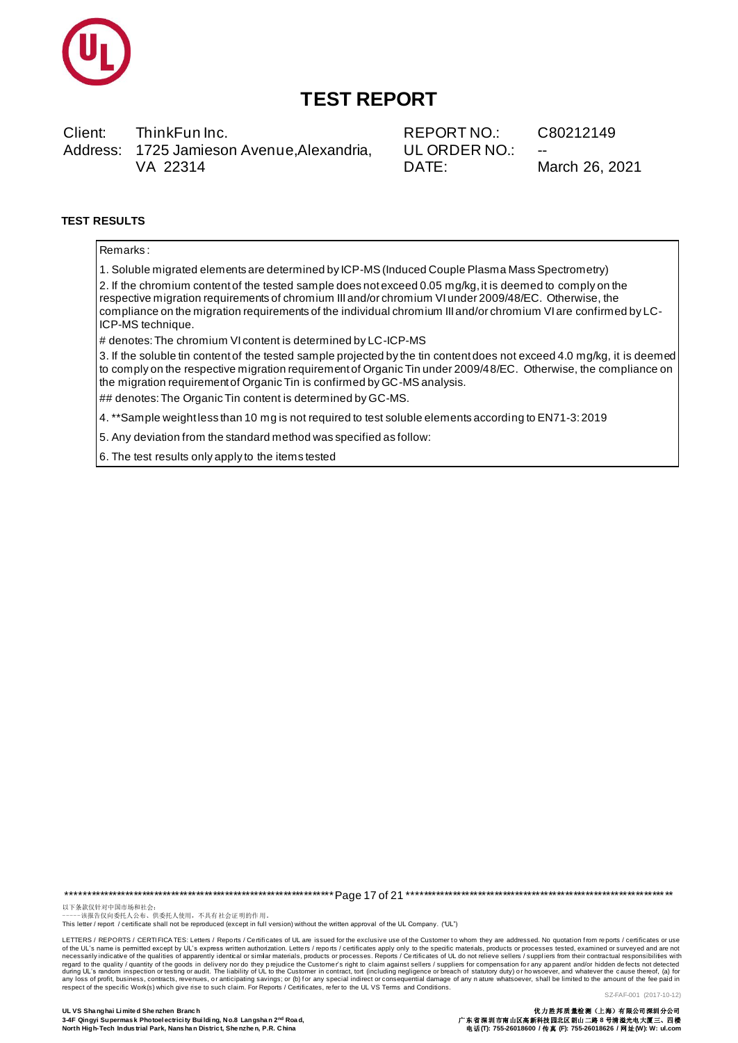# TEST REPORT

Client: ThinkFun Inc.
Address: 1725 Jamieson Avenue,Alexandria, VA 22314

REPORT NO.: C80212149
UL ORDER NO.: --
DATE: March 26, 2021

**TEST RESULTS**

Remarks:

1. Soluble migrated elements are determined by ICP-MS (Induced Couple Plasma Mass Spectrometry)
2. If the chromium content of the tested sample does not exceed 0.05 mg/kg, it is deemed to comply on the respective migration requirements of chromium III and/or chromium VI under 2009/48/EC. Otherwise, the compliance on the migration requirements of the individual chromium III and/or chromium VI are confirmed by LC-ICP-MS technique.

# denotes: The chromium VI content is determined by LC-ICP-MS

3. If the soluble tin content of the tested sample projected by the tin content does not exceed 4.0 mg/kg, it is deemed to comply on the respective migration requirement of Organic Tin under 2009/48/EC. Otherwise, the compliance on the migration requirement of Organic Tin is confirmed by GC-MS analysis.

## denotes: The Organic Tin content is determined by GC-MS.

4. **Sample weight less than 10 mg is not required to test soluble elements according to EN71-3: 2019
5. Any deviation from the standard method was specified as follow:
6. The test results only apply to the items tested

以下条款仅针对中国市场和社会：
-----该报告仅向委托人公布、供委托人使用，不具有社会证明的作用。
This letter / report / certificate shall not be reproduced (except in full version) without the written approval of the UL Company. ("UL")

LETTERS / REPORTS / CERTIFICATES: Letters / Reports / Certificates of UL are issued for the exclusive use of the Customer to whom they are addressed. No quotation from reports / certificates or use of the UL's name is permitted except by UL's express written authorization. Letters / reports / certificates apply only to the specific materials, products or processes tested, examined or surveyed and are not necessarily indicative of the qualities of apparently identical or similar materials, products or processes. Reports / Certificates of UL do not relieve sellers / suppliers from their contractual responsibilities with regard to the quality / quantity of the goods in delivery nor do they prejudice the Customer's right to claim against sellers / suppliers for compensation for any apparent and/or hidden defects not detected during UL's random inspection or testing or audit. The liability of UL to the Customer in contract, tort (including negligence or breach of statutory duty) or howsoever, and whatever the cause thereof, (a) for any loss of profit, business, contracts, revenues, or anticipating savings; or (b) for any special indirect or consequential damage of any nature whatsoever, shall be limited to the amount of the fee paid in respect of the specific Work(s) which give rise to such claim. For Reports / Certificates, refer to the UL VS Terms and Conditions.

SZ-FAF-001 (2017-10-12)

**UL VS Shanghai Limited Shenzhen Branch**
**3-4F Qingyi Supermask Photoelectricity Building, No.8 Langshan 2nd Road, North High-Tech Industrial Park, Nanshan District, Shenzhen, P.R. China**

**优力胜邦质量检测（上海）有限公司深圳分公司**
**广东省深圳市南山区高新科技园北区朗山二路8号清溢光电大厦三、四楼**
**电话(T): 755-26018600 / 传真 (F): 755-26018626 / 网址(W): W: ul.com**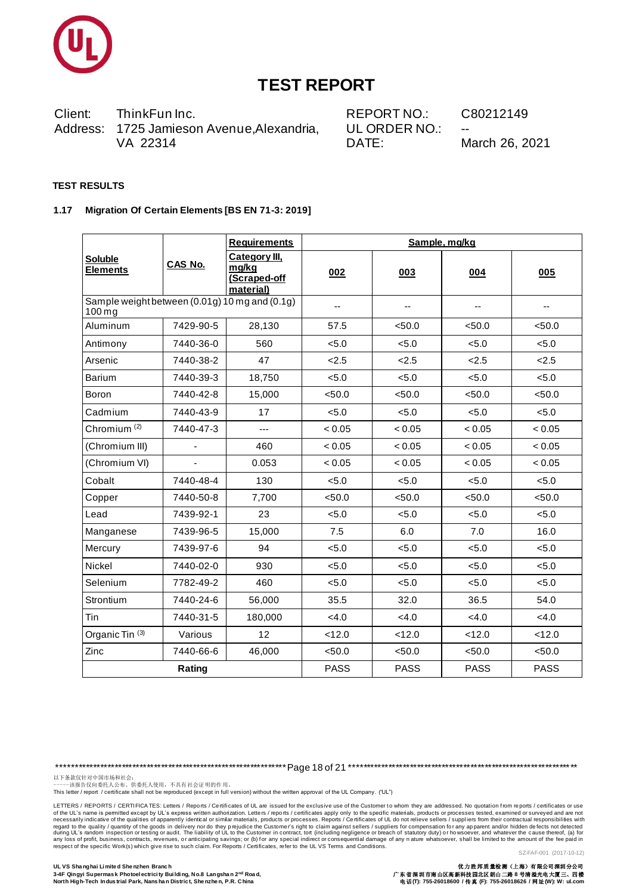# TEST REPORT

| | | | |
|---|---|---|---|
| Client: | ThinkFun Inc. | REPORT NO.: | C80212149 |
| Address: | 1725 Jamieson Avenue, Alexandria, VA 22314 | UL ORDER NO.: | -- |
| | | DATE: | March 26, 2021 |

**TEST RESULTS**

**1.17 Migration Of Certain Elements [BS EN 71-3: 2019]**

| Soluble Elements | CAS No. | Requirements | Sample, mg/kg | | | |
|---|---|---|---|---|---|---|
| | | Category III, mg/kg (Scraped-off material) | 002 | 003 | 004 | 005 |
| Sample weight between (0.01g) 10 mg and (0.1g) 100 mg | | | -- | -- | -- | -- |
| Aluminum | 7429-90-5 | 28,130 | 57.5 | <50.0 | <50.0 | <50.0 |
| Antimony | 7440-36-0 | 560 | <5.0 | <5.0 | <5.0 | <5.0 |
| Arsenic | 7440-38-2 | 47 | <2.5 | <2.5 | <2.5 | <2.5 |
| Barium | 7440-39-3 | 18,750 | <5.0 | <5.0 | <5.0 | <5.0 |
| Boron | 7440-42-8 | 15,000 | <50.0 | <50.0 | <50.0 | <50.0 |
| Cadmium | 7440-43-9 | 17 | <5.0 | <5.0 | <5.0 | <5.0 |
| Chromium (2) | 7440-47-3 | --- | < 0.05 | < 0.05 | < 0.05 | < 0.05 |
| (Chromium III) | - | 460 | < 0.05 | < 0.05 | < 0.05 | < 0.05 |
| (Chromium VI) | - | 0.053 | < 0.05 | < 0.05 | < 0.05 | < 0.05 |
| Cobalt | 7440-48-4 | 130 | <5.0 | <5.0 | <5.0 | <5.0 |
| Copper | 7440-50-8 | 7,700 | <50.0 | <50.0 | <50.0 | <50.0 |
| Lead | 7439-92-1 | 23 | <5.0 | <5.0 | <5.0 | <5.0 |
| Manganese | 7439-96-5 | 15,000 | 7.5 | 6.0 | 7.0 | 16.0 |
| Mercury | 7439-97-6 | 94 | <5.0 | <5.0 | <5.0 | <5.0 |
| Nickel | 7440-02-0 | 930 | <5.0 | <5.0 | <5.0 | <5.0 |
| Selenium | 7782-49-2 | 460 | <5.0 | <5.0 | <5.0 | <5.0 |
| Strontium | 7440-24-6 | 56,000 | 35.5 | 32.0 | 36.5 | 54.0 |
| Tin | 7440-31-5 | 180,000 | <4.0 | <4.0 | <4.0 | <4.0 |
| Organic Tin (3) | Various | 12 | <12.0 | <12.0 | <12.0 | <12.0 |
| Zinc | 7440-66-6 | 46,000 | <50.0 | <50.0 | <50.0 | <50.0 |
| Rating | | | PASS | PASS | PASS | PASS |

以下条款仅针对中国市场和社会：
-----该报告仅向委托人公布、供委托人使用，不具有社会证明的作用。
This letter / report / certificate shall not be reproduced (except in full version) without the written approval of the UL Company. ("UL")

LETTERS / REPORTS / CERTIFICATES: Letters / Reports / Certificates of UL are issued for the exclusive use of the Customer to whom they are addressed. No quotation from reports / certificates or use of the UL's name is permitted except by UL's express written authorization. Letters / reports / certificates apply only to the specific materials, products or processes tested, examined or surveyed and are not necessarily indicative of the qualities of apparently identical or similar materials, products or processes. Reports / Certificates of UL do not relieve sellers / suppliers from their contractual responsibilities with regard to the quality / quantity of the goods in delivery nor do they prejudice the Customer's right to claim against sellers / suppliers for compensation for any apparent and/or hidden defects not detected during UL's random inspection or testing or audit. The liability of UL to the Customer in contract, tort (including negligence or breach of statutory duty) or howsoever, and whatever the cause thereof, (a) for any loss of profit, business, contracts, revenues, or anticipating savings; or (b) for any special indirect or consequential damage of any nature whatsoever, shall be limited to the amount of the fee paid in respect of the specific Work(s) which give rise to such claim. For Reports / Certificates, refer to the UL VS Terms and Conditions.

SZ-FAF-001 (2017-10-12)

**UL VS Shanghai Limited Shenzhen Branch**
**3-4F Qingyi Supermask Photoelectricity Building, No.8 Langshan 2nd Road, North High-Tech Industrial Park, Nanshan District, Shenzhen, P.R. China**

**优力胜邦质量检测（上海）有限公司深圳分公司**
**广东省深圳市南山区高新科技园北区朗山二路8号清溢光电大厦三、四楼**
**电话(T): 755-26018600 / 传真 (F): 755-26018626 / 网址(W): W: ul.com**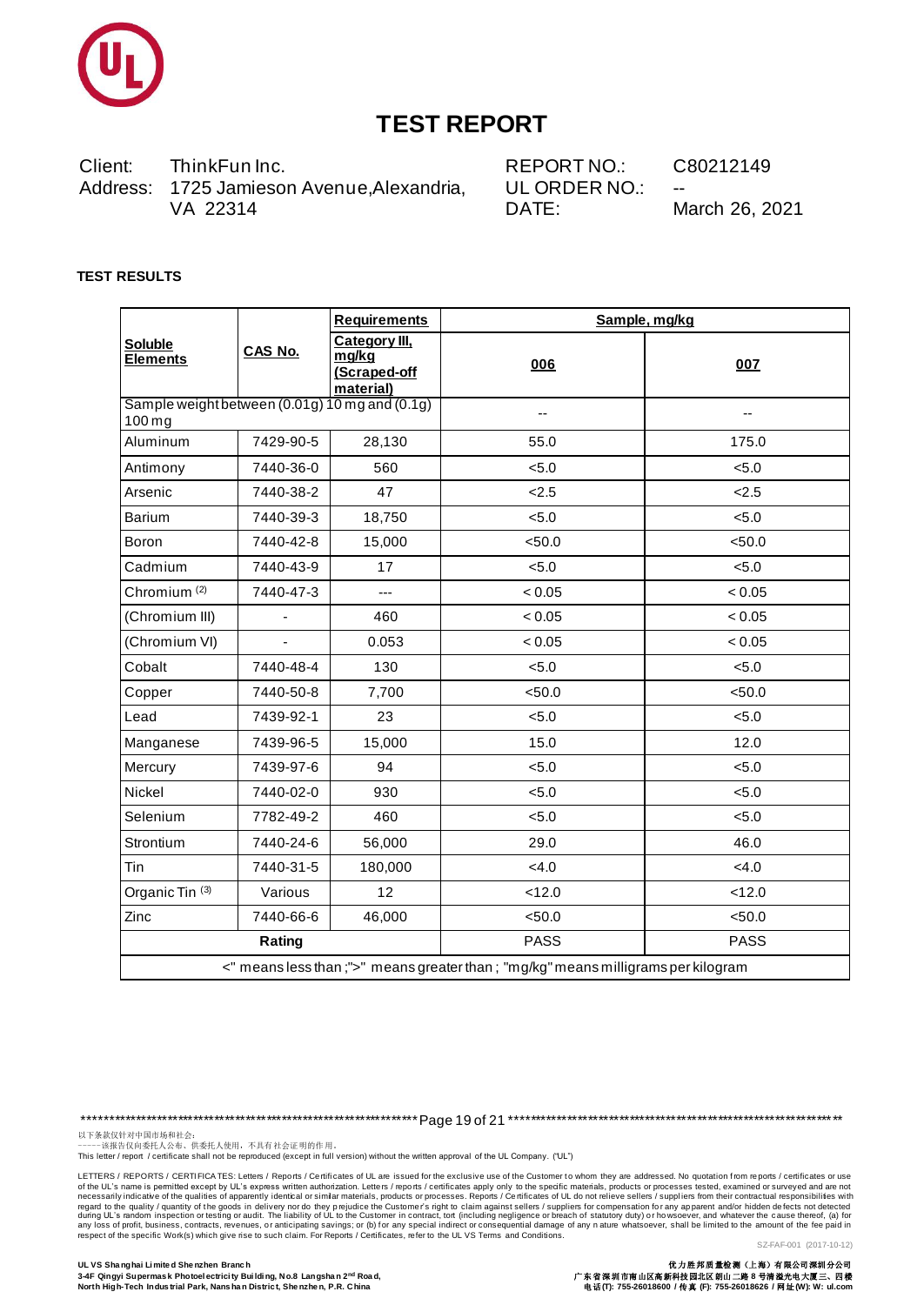# TEST REPORT

Client: ThinkFun Inc.
Address: 1725 Jamieson Avenue,Alexandria, VA 22314

REPORT NO.: C80212149
UL ORDER NO.: --
DATE: March 26, 2021

**TEST RESULTS**

| **Soluble Elements** | **CAS No.** | **Requirements** | **Sample, mg/kg** | |
|---|---|---|---|---|
| | | **Category III, mg/kg (Scraped-off material)** | **006** | **007** |
| Sample weight between (0.01g) 10 mg and (0.1g) 100 mg | | | -- | -- |
| Aluminum | 7429-90-5 | 28,130 | 55.0 | 175.0 |
| Antimony | 7440-36-0 | 560 | <5.0 | <5.0 |
| Arsenic | 7440-38-2 | 47 | <2.5 | <2.5 |
| Barium | 7440-39-3 | 18,750 | <5.0 | <5.0 |
| Boron | 7440-42-8 | 15,000 | <50.0 | <50.0 |
| Cadmium | 7440-43-9 | 17 | <5.0 | <5.0 |
| Chromium (2) | 7440-47-3 | --- | < 0.05 | < 0.05 |
| (Chromium III) | - | 460 | < 0.05 | < 0.05 |
| (Chromium VI) | - | 0.053 | < 0.05 | < 0.05 |
| Cobalt | 7440-48-4 | 130 | <5.0 | <5.0 |
| Copper | 7440-50-8 | 7,700 | <50.0 | <50.0 |
| Lead | 7439-92-1 | 23 | <5.0 | <5.0 |
| Manganese | 7439-96-5 | 15,000 | 15.0 | 12.0 |
| Mercury | 7439-97-6 | 94 | <5.0 | <5.0 |
| Nickel | 7440-02-0 | 930 | <5.0 | <5.0 |
| Selenium | 7782-49-2 | 460 | <5.0 | <5.0 |
| Strontium | 7440-24-6 | 56,000 | 29.0 | 46.0 |
| Tin | 7440-31-5 | 180,000 | <4.0 | <4.0 |
| Organic Tin (3) | Various | 12 | <12.0 | <12.0 |
| Zinc | 7440-66-6 | 46,000 | <50.0 | <50.0 |
| **Rating** | | | PASS | PASS |
| <" means less than ;">" means greater than ; "mg/kg" means milligrams per kilogram | | | | |

以下条款仅针对中国市场和社会：
-----该报告仅向委托人公布、供委托人使用，不具有社会证明的作用。
This letter / report / certificate shall not be reproduced (except in full version) without the written approval of the UL Company. ('UL')

LETTERS / REPORTS / CERTIFICATES: Letters / Reports / Certificates of UL are issued for the exclusive use of the Customer to whom they are addressed. No quotation from reports / certificates or use of the UL's name is permitted except by UL's express written authorization. Letters / reports / certificates apply only to the specific materials, products or processes tested, examined or surveyed and are not necessarily indicative of the qualities of apparently identical or similar materials, products or processes. Reports / Certificates of UL do not relieve sellers / suppliers from their contractual responsibilities with regard to the quality / quantity of the goods in delivery nor do they prejudice the Customer's right to claim against sellers / suppliers for compensation for any apparent and/or hidden defects not detected during UL's random inspection or testing or audit. The liability of UL to the Customer in contract, tort (including negligence or breach of statutory duty) or howsoever, and whatever the cause thereof, (a) for any loss of profit, business, contracts, revenues, or anticipating savings; or (b) for any special indirect or consequential damage of any nature whatsoever, shall be limited to the amount of the fee paid in respect of the specific Work(s) which give rise to such claim. For Reports / Certificates, refer to the UL VS Terms and Conditions.

SZ-FAF-001 (2017-10-12)

**UL VS Shanghai Limited Shenzhen Branch**
**3-4F Qingyi Supermask Photoelectricity Building, No.8 Langshan 2nd Road, North High-Tech Industrial Park, Nanshan District, Shenzhen, P.R. China**

**优力胜邦质量检测（上海）有限公司深圳分公司**
**广东省深圳市南山区高新科技园北区朗山二路8号清溢光电大厦三、四楼**
**电话(T): 755-26018600 / 传真 (F): 755-26018626 / 网址(W): W: ul.com**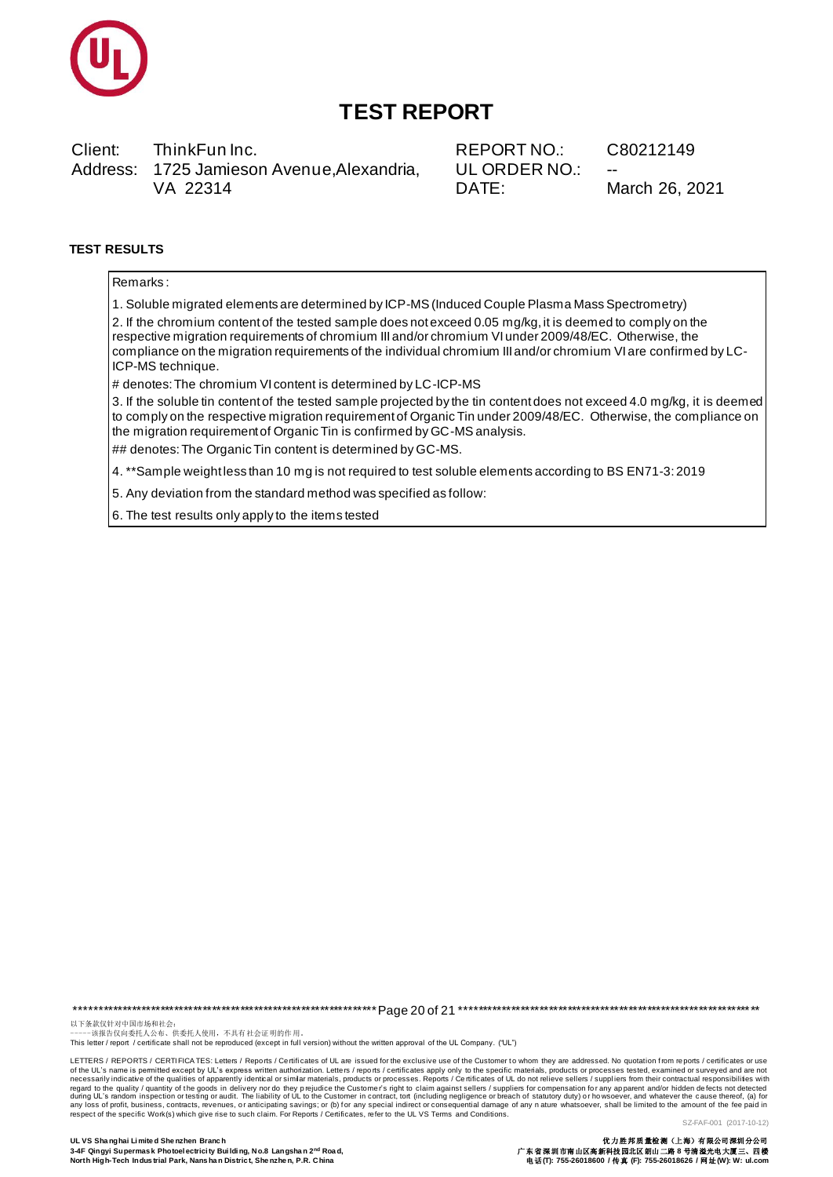# TEST REPORT

| Client: | ThinkFun Inc. | REPORT NO.: | C80212149 |
|---|---|---|---|
| Address: | 1725 Jamieson Avenue,Alexandria, VA 22314 | UL ORDER NO.: | -- |
| | | DATE: | March 26, 2021 |

**TEST RESULTS**

Remarks:

1. Soluble migrated elements are determined by ICP-MS (Induced Couple Plasma Mass Spectrometry)
2. If the chromium content of the tested sample does not exceed 0.05 mg/kg, it is deemed to comply on the respective migration requirements of chromium III and/or chromium VI under 2009/48/EC. Otherwise, the compliance on the migration requirements of the individual chromium III and/or chromium VI are confirmed by LC-ICP-MS technique.

# denotes: The chromium VI content is determined by LC-ICP-MS

3. If the soluble tin content of the tested sample projected by the tin content does not exceed 4.0 mg/kg, it is deemed to comply on the respective migration requirement of Organic Tin under 2009/48/EC. Otherwise, the compliance on the migration requirement of Organic Tin is confirmed by GC-MS analysis.

## denotes: The Organic Tin content is determined by GC-MS.

4. **Sample weight less than 10 mg is not required to test soluble elements according to BS EN71-3: 2019
5. Any deviation from the standard method was specified as follow:
6. The test results only apply to the items tested

以下条款仅针对中国市场和社会:
-----该报告仅向委托人公布、供委托人使用，不具有社会证明的作用。
This letter / report / certificate shall not be reproduced (except in full version) without the written approval of the UL Company. ("UL")

LETTERS / REPORTS / CERTIFICATES: Letters / Reports / Certificates of UL are issued for the exclusive use of the Customer to whom they are addressed. No quotation from reports / certificates or use of the UL's name is permitted except by UL's express written authorization. Letters / reports / certificates apply only to the specific materials, products or processes tested, examined or surveyed and are not necessarily indicative of the qualities of apparently identical or similar materials, products or processes. Reports / Certificates of UL do not relieve sellers / suppliers from their contractual responsibilities with regard to the quality / quantity of the goods in delivery nor do they prejudice the Customer's right to claim against sellers / suppliers for compensation for any apparent and/or hidden defects not detected during UL's random inspection or testing or audit. The liability of UL to the Customer in contract, tort (including negligence or breach of statutory duty) or howsoever, and whatever the cause thereof, (a) for any loss of profit, business, contracts, revenues, or anticipating savings; or (b) for any special indirect or consequential damage of any nature whatsoever, shall be limited to the amount of the fee paid in respect of the specific Work(s) which give rise to such claim. For Reports / Certificates, refer to the UL VS Terms and Conditions.

SZ-FAF-001 (2017-10-12)

**UL VS Shanghai Limited Shenzhen Branch**
**3-4F Qingyi Supermask Photoelectricity Building, No.8 Langshan 2nd Road, North High-Tech Industrial Park, Nanshan District, Shenzhen, P.R. China**

**优力胜邦质量检测（上海）有限公司深圳分公司**
**广东省深圳市南山区高新科技园北区朗山二路 8 号清溢光电大厦三、四楼**
**电话(T): 755-26018600 / 传真 (F): 755-26018626 / 网址(W): W: ul.com**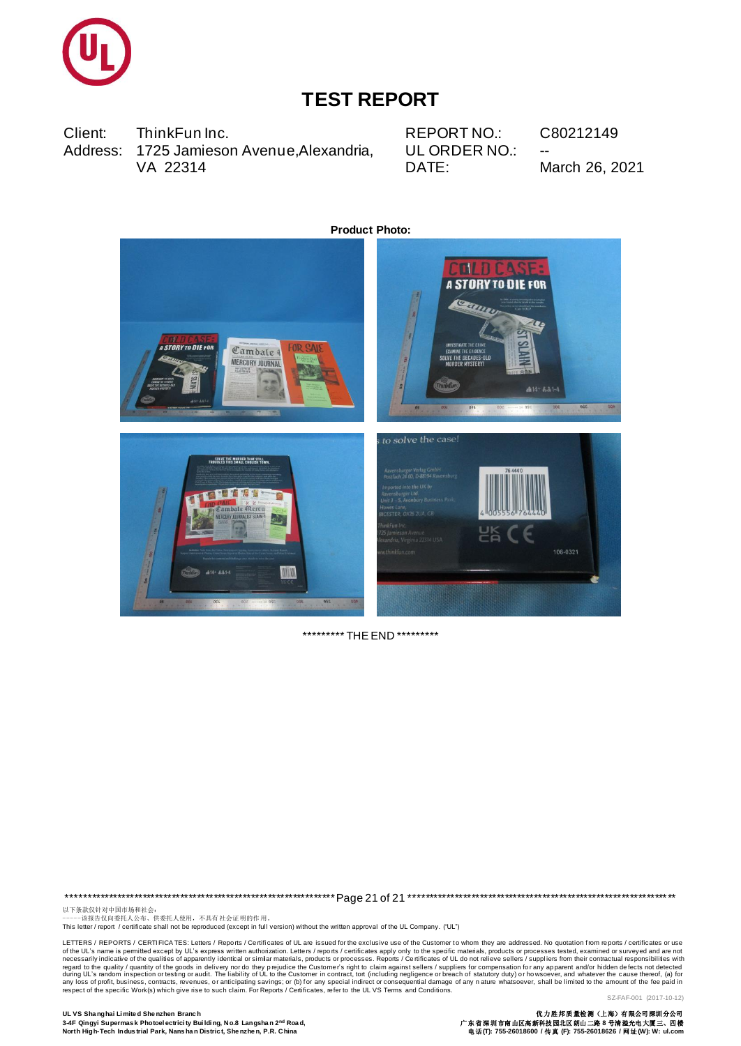# TEST REPORT

| | | | |
|---|---|---|---|
| Client: | ThinkFun Inc. | REPORT NO.: | C80212149 |
| Address: | 1725 Jamieson Avenue,Alexandria, VA 22314 | UL ORDER NO.: | -- |
| | | DATE: | March 26, 2021 |

**Product Photo:**

********* THE END *********

以下条款仅针对中国市场和社会：
-----该报告仅向委托人公布、供委托人使用，不具有社会证明的作用。
This letter / report / certificate shall not be reproduced (except in full version) without the written approval of the UL Company. ("UL")

LETTERS / REPORTS / CERTIFICATES: Letters / Reports / Certificates of UL are issued for the exclusive use of the Customer to whom they are addressed. No quotation from reports / certificates or use of the UL's name is permitted except by UL's express written authorization. Letters / reports / certificates apply only to the specific materials, products or processes tested, examined or surveyed and are not necessarily indicative of the qualities of apparently identical or similar materials, products or processes. Reports / Certificates of UL do not relieve sellers / suppliers from their contractual responsibilities with regard to the quality / quantity of the goods in delivery nor do they prejudice the Customer's right to claim against sellers / suppliers for compensation for any apparent and/or hidden defects not detected during UL's random inspection or testing or audit. The liability of UL to the Customer in contract, tort (including negligence or breach of statutory duty) or howsoever, and whatever the cause thereof, (a) for any loss of profit, business, contracts, revenues, or anticipating savings; or (b) for any special indirect or consequential damage of any nature whatsoever, shall be limited to the amount of the fee paid in respect of the specific Work(s) which give rise to such claim. For Reports / Certificates, refer to the UL VS Terms and Conditions.

SZ-FAF-001 (2017-10-12)

**UL VS Shanghai Limited Shenzhen Branch**
**3-4F Qingyi Supermask Photoelectricity Building, No.8 Langshan 2nd Road,**
**North High-Tech Industrial Park, Nanshan District, Shenzhen, P.R. China**

**优力胜邦质量检测（上海）有限公司深圳分公司**
**广东省深圳市南山区高新科技园北区朗山二路8号清溢光电大厦三、四楼**
**电话(T): 755-26018600 / 传真 (F): 755-26018626 / 网址(W): W: ul.com**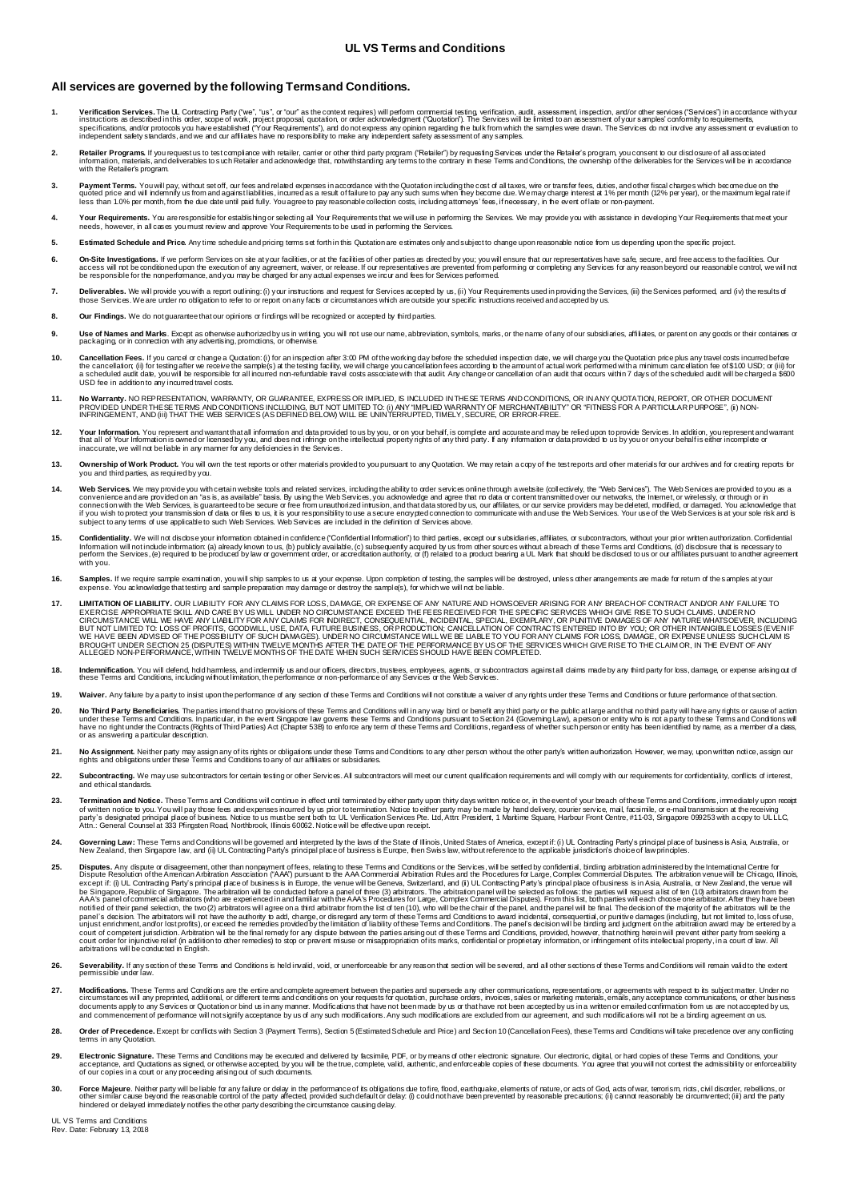# UL VS Terms and Conditions

## All services are governed by the following Terms and Conditions.

1. **Verification Services.** The UL Contracting Party ("we", "us", or "our" as the context requires) will perform commercial testing, verification, audit, assessment, inspection, and/or other services ("Services") in accordance with your instructions as described in this order, scope of work, project proposal, quotation, or order acknowledgment ("Quotation"). The Services will be limited to an assessment of your samples' conformity to requirements, specifications, and/or protocols you have established ("Your Requirements"), and do not express any opinion regarding the bulk from which the samples were drawn. The Services do not involve any assessment or evaluation to independent safety standards, and we and our affiliates have no responsibility to make any independent safety assessment of any samples.

2. **Retailer Programs.** If you request us to test compliance with retailer, carrier or other third party program ("Retailer") by requesting Services under the Retailer's program, you consent to our disclosure of all associated information, materials, and deliverables to such Retailer and acknowledge that, notwithstanding any terms to the contrary in these Terms and Conditions, the ownership of the deliverables for the Services will be in accordance with the Retailer's program.

3. **Payment Terms.** You will pay, without setoff, our fees and related expenses in accordance with the Quotation including the cost of all taxes, wire or transfer fees, duties, and other fiscal charges which become due on the quoted price and will indemnify us from and against liabilities, incurred as a result of failure to pay any such sums when they become due. We may charge interest at 1% per month (12% per year), or the maximum legal rate if less than 1.0% per month, from the due date until paid fully. You agree to pay reasonable collection costs, including attorneys' fees, if necessary, in the event of late or non-payment.

4. **Your Requirements.** You are responsible for establishing or selecting all Your Requirements that we will use in performing the Services. We may provide you with assistance in developing Your Requirements that meet your needs, however, in all cases you must review and approve Your Requirements to be used in performing the Services.

5. **Estimated Schedule and Price.** Any time schedule and pricing terms set forth in this Quotation are estimates only and subject to change upon reasonable notice from us depending upon the specific project.

6. **On-Site Investigations.** If we perform Services on site at your facilities, or at the facilities of other parties as directed by you; you will ensure that our representatives have safe, secure, and free access to the facilities. Our access will not be conditioned upon the execution of any agreement, waiver, or release. If our representatives are prevented from performing or completing any Services for any reason beyond our reasonable control, we will not be responsible for the nonperformance, and you may be charged for any actual expenses we incur and fees for Services performed.

7. **Deliverables.** We will provide you with a report outlining: (i) your instructions and request for Services accepted by us, (ii) Your Requirements used in providing the Services, (iii) the Services performed, and (iv) the results of those Services. We are under no obligation to refer to or report on any facts or circumstances which are outside your specific instructions received and accepted by us.

8. **Our Findings.** We do not guarantee that our opinions or findings will be recognized or accepted by third parties.

9. **Use of Names and Marks**. Except as otherwise authorized by us in writing, you will not use our name, abbreviation, symbols, marks, or the name of any of our subsidiaries, affiliates, or parent on any goods or their containers or packaging, or in connection with any advertising, promotions, or otherwise.

10. **Cancellation Fees.** If you cancel or change a Quotation: (i) for an inspection after 3:00 PM of the working day before the scheduled inspection date, we will charge you the Quotation price plus any travel costs incurred before the cancellation; (ii) for testing after we receive the sample(s) at the testing facility, we will charge you cancellation fees according to the amount of actual work performed with a minimum cancellation fee of $100 USD; or (iii) for a scheduled audit date, you will be responsible for all incurred non-refundable travel costs associate with that audit. Any change or cancellation of an audit that occurs within 7 days of the scheduled audit will be charged a $600 USD fee in addition to any incurred travel costs.

11. **No Warranty.** NO REPRESENTATION, WARRANTY, OR GUARANTEE, EXPRESS OR IMPLIED, IS INCLUDED IN THESE TERMS AND CONDITIONS, OR IN ANY QUOTATION, REPORT, OR OTHER DOCUMENT PROVIDED UNDER THESE TERMS AND CONDITIONS INCLUDING, BUT NOT LIMITED TO: (i) ANY "IMPLIED WARRANTY OF MERCHANTABILITY" OR "FITNESS FOR A PARTICULAR PURPOSE", (ii) NON-INFRINGEMENT, AND (iii) THAT THE WEB SERVICES (AS DEFINED BELOW) WILL BE UNINTERRUPTED, TIMELY, SECURE, OR ERROR-FREE.

12. **Your Information.** You represent and warrant that all information and data provided to us by you, or on your behalf, is complete and accurate and may be relied upon to provide Services. In addition, you represent and warrant that all of Your Information is owned or licensed by you, and does not infringe on the intellectual property rights of any third party. If any information or data provided to us by you or on your behalf is either incomplete or inaccurate, we will not be liable in any manner for any deficiencies in the Services.

13. **Ownership of Work Product.** You will own the test reports or other materials provided to you pursuant to any Quotation. We may retain a copy of the test reports and other materials for our archives and for creating reports for you and third parties, as required by you.

14. **Web Services.** We may provide you with certain website tools and related services, including the ability to order services online through a website (collectively, the "Web Services"). The Web Services are provided to you as a convenience and are provided on an "as is, as available" basis. By using the Web Services, you acknowledge and agree that no data or content transmitted over our networks, the Internet, or wirelessly, or through or in connection with the Web Services, is guaranteed to be secure or free from unauthorized intrusion, and that data stored by us, our affiliates, or our service providers may be deleted, modified, or damaged. You acknowledge that if you wish to protect your transmission of data or files to us, it is your responsibility to use a secure encrypted connection to communicate with and use the Web Services. Your use of the Web Services is at your sole risk and is subject to any terms of use applicable to such Web Services. Web Services are included in the definition of Services above.

15. **Confidentiality.** We will not disclose your information obtained in confidence ("Confidential Information") to third parties, except our subsidiaries, affiliates, or subcontractors, without your prior written authorization. Confidential Information will not include information: (a) already known to us, (b) publicly available, (c) subsequently acquired by us from other sources without a breach of these Terms and Conditions, (d) disclosure that is necessary to perform the Services, (e) required to be produced by law or government order, or accreditation authority, or (f) related to a product bearing a UL Mark that should be disclosed to us or our affiliates pursuant to another agreement with you.

16. **Samples.** If we require sample examination, you will ship samples to us at your expense. Upon completion of testing, the samples will be destroyed, unless other arrangements are made for return of the samples at your expense. You acknowledge that testing and sample preparation may damage or destroy the sample(s), for which we will not be liable.

17. **LIMITATION OF LIABILITY.** OUR LIABILITY FOR ANY CLAIMS FOR LOSS, DAMAGE, OR EXPENSE OF ANY NATURE AND HOWSOEVER ARISING FOR ANY BREACH OF CONTRACT AND/OR ANY FAILURE TO EXERCISE APPROPRIATE SKILL AND CARE BY US WILL UNDER NO CIRCUMSTANCE EXCEED THE FEES RECEIVED FOR THE SPECIFIC SERVICES WHICH GIVE RISE TO SUCH CLAIMS. UNDER NO CIRCUMSTANCE WILL WE HAVE ANY LIABILITY FOR ANY CLAIMS FOR INDIRECT, CONSEQUENTIAL, INCIDENTAL, SPECIAL, EXEMPLARY, OR PUNITIVE DAMAGES OF ANY NATURE WHATSOEVER, INCLUDING BUT NOT LIMITED TO: LOSS OF PROFITS, GOODWILL, USE, DATA, FUTURE BUSINESS, OR PRODUCTION; CANCELLATION OF CONTRACTS ENTERED INTO BY YOU; OR OTHER INTANGIBLE LOSSES (EVEN IF WE HAVE BEEN ADVISED OF THE POSSIBILITY OF SUCH DAMAGES). UNDER NO CIRCUMSTANCE WILL WE BE LIABLE TO YOU FOR ANY CLAIMS FOR LOSS, DAMAGE, OR EXPENSE UNLESS SUCH CLAIM IS BROUGHT UNDER SECTION 25 (DISPUTES) WITHIN TWELVE MONTHS AFTER THE DATE OF THE PERFORMANCE BY US OF THE SERVICES WHICH GIVE RISE TO THE CLAIM OR, IN THE EVENT OF ANY ALLEGED NON-PERFORMANCE, WITHIN TWELVE MONTHS OF THE DATE WHEN SUCH SERVICES SHOULD HAVE BEEN COMPLETED.

18. **Indemnification.** You will defend, hold harmless, and indemnify us and our officers, directors, trustees, employees, agents, or subcontractors against all claims made by any third party for loss, damage, or expense arising out of these Terms and Conditions, including without limitation, the performance or non-performance of any Services or the Web Services.

19. **Waiver.** Any failure by a party to insist upon the performance of any section of these Terms and Conditions will not constitute a waiver of any rights under these Terms and Conditions or future performance of that section.

20. **No Third Party Beneficiaries.** The parties intend that no provisions of these Terms and Conditions will in any way bind or benefit any third party or the public at large and that no third party will have any rights or cause of action under these Terms and Conditions. In particular, in the event Singapore law governs these Terms and Conditions pursuant to Section 24 (Governing Law), a person or entity who is not a party to these Terms and Conditions will have no right under the Contracts (Rights of Third Parties) Act (Chapter 53B) to enforce any term of these Terms and Conditions, regardless of whether such person or entity has been identified by name, as a member of a class, or as answering a particular description.

21. **No Assignment.** Neither party may assign any of its rights or obligations under these Terms and Conditions to any other person without the other party's written authorization. However, we may, upon written notice, assign our rights and obligations under these Terms and Conditions to any of our affiliates or subsidiaries.

22. **Subcontracting.** We may use subcontractors for certain testing or other Services. All subcontractors will meet our current qualification requirements and will comply with our requirements for confidentiality, conflicts of interest, and ethical standards.

23. **Termination and Notice.** These Terms and Conditions will continue in effect until terminated by either party upon thirty days written notice or, in the event of your breach of these Terms and Conditions, immediately upon receipt of written notice to you. You will pay those fees and expenses incurred by us prior to termination. Notice to either party may be made by hand delivery, courier service, mail, facsimile, or e-mail transmission at the receiving party's designated principal place of business. Notice to us must be sent both to: UL Verification Services Pte. Ltd, Attn: President, 1 Maritime Square, Harbour Front Centre, #11-03, Singapore 099253 with a copy to UL LLC, Attn.: General Counsel at 333 Pfingsten Road, Northbrook, Illinois 60062. Notice will be effective upon receipt.

24. **Governing Law:** These Terms and Conditions will be governed and interpreted by the laws of the State of Illinois, United States of America, except if: (i) UL Contracting Party's principal place of business is Asia, Australia, or New Zealand, then Singapore law, and (ii) UL Contracting Party's principal place of business is Europe, then Swiss law, without reference to the applicable jurisdiction's choice of law principles.

25. **Disputes.** Any dispute or disagreement, other than nonpayment of fees, relating to these Terms and Conditions or the Services, will be settled by confidential, binding arbitration administered by the International Centre for Dispute Resolution of the American Arbitration Association ("AAA") pursuant to the AAA Commercial Arbitration Rules and the Procedures for Large, Complex Commercial Disputes. The arbitration venue will be Chicago, Illinois, except if: (i) UL Contracting Party's principal place of business is in Europe, the venue will be Geneva, Switzerland, and (ii) UL Contracting Party's principal place of business is in Asia, Australia, or New Zealand, the venue will be Singapore, Republic of Singapore. The arbitration will be conducted before a panel of three (3) arbitrators. The arbitration panel will be selected as follows: the parties will request a list of ten (10) arbitrators drawn from the AAA's panel of commercial arbitrators (who are experienced in and familiar with the AAA's Procedures for Large, Complex Commercial Disputes). From this list, both parties will each choose one arbitrator. After they have been notified of their panel selection, the two (2) arbitrators will agree on a third arbitrator from the list of ten (10), who will be the chair of the panel, and the panel will be final. The decision of the majority of the arbitrators will be the panel's decision. The arbitrators will not have the authority to add, change, or disregard any term of these Terms and Conditions to award incidental, consequential, or punitive damages (including, but not limited to, loss of use, unjust enrichment, and/or lost profits), or exceed the remedies provided by the limitation of liability of these Terms and Conditions. The panel's decision will be binding and judgment on the arbitration award may be entered by a court of competent jurisdiction. Arbitration will be the final remedy for any dispute between the parties arising out of these Terms and Conditions, provided, however, that nothing herein will prevent either party from seeking a court order for injunctive relief (in addition to other remedies) to stop or prevent misuse or misappropriation of its marks, confidential or proprietary information, or infringement of its intellectual property, in a court of law. All arbitrations will be conducted in English.

26. **Severability.** If any section of these Terms and Conditions is held invalid, void, or unenforceable for any reason that section will be severed, and all other sections of these Terms and Conditions will remain valid to the extent permissible under law.

27. **Modifications.** These Terms and Conditions are the entire and complete agreement between the parties and supersede any other communications, representations, or agreements with respect to its subject matter. Under no circumstances will any preprinted, additional, or different terms and conditions on your requests for quotation, purchase orders, invoices, sales or marketing materials, emails, any acceptance communications, or other business documents apply to any Services or Quotation or bind us in any manner. Modifications that have not been made by us or that have not been accepted by us in a written or emailed confirmation from us are not accepted by us, and commencement of performance will not signify acceptance by us of any such modifications. Any such modifications are excluded from our agreement, and such modifications will not be a binding agreement on us.

28. **Order of Precedence.** Except for conflicts with Section 3 (Payment Terms), Section 5 (Estimated Schedule and Price) and Section 10 (Cancellation Fees), these Terms and Conditions will take precedence over any conflicting terms in any Quotation.

29. **Electronic Signature.** These Terms and Conditions may be executed and delivered by facsimile, PDF, or by means of other electronic signature. Our electronic, digital, or hard copies of these Terms and Conditions, your acceptance, and Quotations as signed, or otherwise accepted, by you will be the true, complete, valid, authentic, and enforceable copies of these documents. You agree that you will not contest the admissibility or enforceability of our copies in a court or any proceeding arising out of such documents.

30. **Force Majeure.** Neither party will be liable for any failure or delay in the performance of its obligations due to fire, flood, earthquake, elements of nature, or acts of God, acts of war, terrorism, riots, civil disorder, rebellions, or other similar cause beyond the reasonable control of the party affected, provided such default or delay: (i) could not have been prevented by reasonable precautions; (ii) cannot reasonably be circumvented; (iii) and the party hindered or delayed immediately notifies the other party describing the circumstance causing delay.

UL VS Terms and Conditions
Rev. Date: February 13, 2018